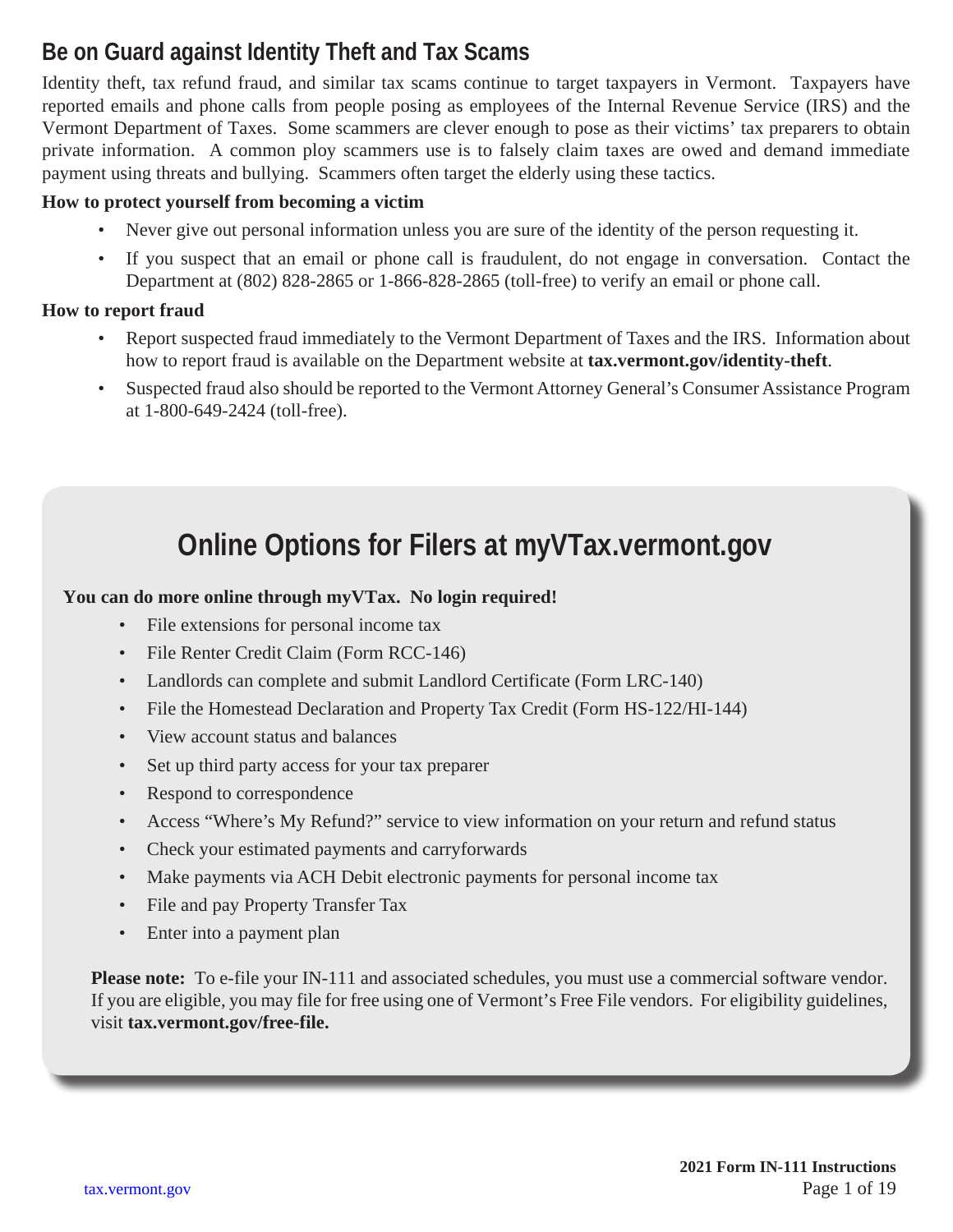## Be on Guard against Identity Theft and Tax Scams

Identity theft, tax refund fraud, and similar tax scams continue to target taxpayers in Vermont. Taxpayers have reported emails and phone calls from people posing as employees of the Internal Revenue Service (IRS) and the Vermont Department of Taxes. Some scammers are clever enough to pose as their victims' tax preparers to obtain private information. A common ploy scammers use is to falsely claim taxes are owed and demand immediate payment using threats and bullying. Scammers often target the elderly using these tactics.

**How to protect yourself from becoming a victim**

- Never give out personal information unless you are sure of the identity of the person requesting it.
- If you suspect that an email or phone call is fraudulent, do not engage in conversation. Contact the Department at (802) 828-2865 or 1-866-828-2865 (toll-free) to verify an email or phone call.

**How to report fraud**

- Report suspected fraud immediately to the Vermont Department of Taxes and the IRS. Information about how to report fraud is available on the Department website at **tax.vermont.gov/identity-theft**.
- Suspected fraud also should be reported to the Vermont Attorney General's Consumer Assistance Program at 1-800-649-2424 (toll-free).

## Online Options for Filers at myVTax.vermont.gov

**You can do more online through myVTax. No login required!**

- File extensions for personal income tax
- File Renter Credit Claim (Form RCC-146)
- Landlords can complete and submit Landlord Certificate (Form LRC-140)
- File the Homestead Declaration and Property Tax Credit (Form HS-122/HI-144)
- View account status and balances
- Set up third party access for your tax preparer
- Respond to correspondence
- Access "Where's My Refund?" service to view information on your return and refund status
- Check your estimated payments and carryforwards
- Make payments via ACH Debit electronic payments for personal income tax
- File and pay Property Transfer Tax
- Enter into a payment plan

**Please note:** To e-file your IN-111 and associated schedules, you must use a commercial software vendor. If you are eligible, you may file for free using one of Vermont's Free File vendors. For eligibility guidelines, visit **tax.vermont.gov/free-file.**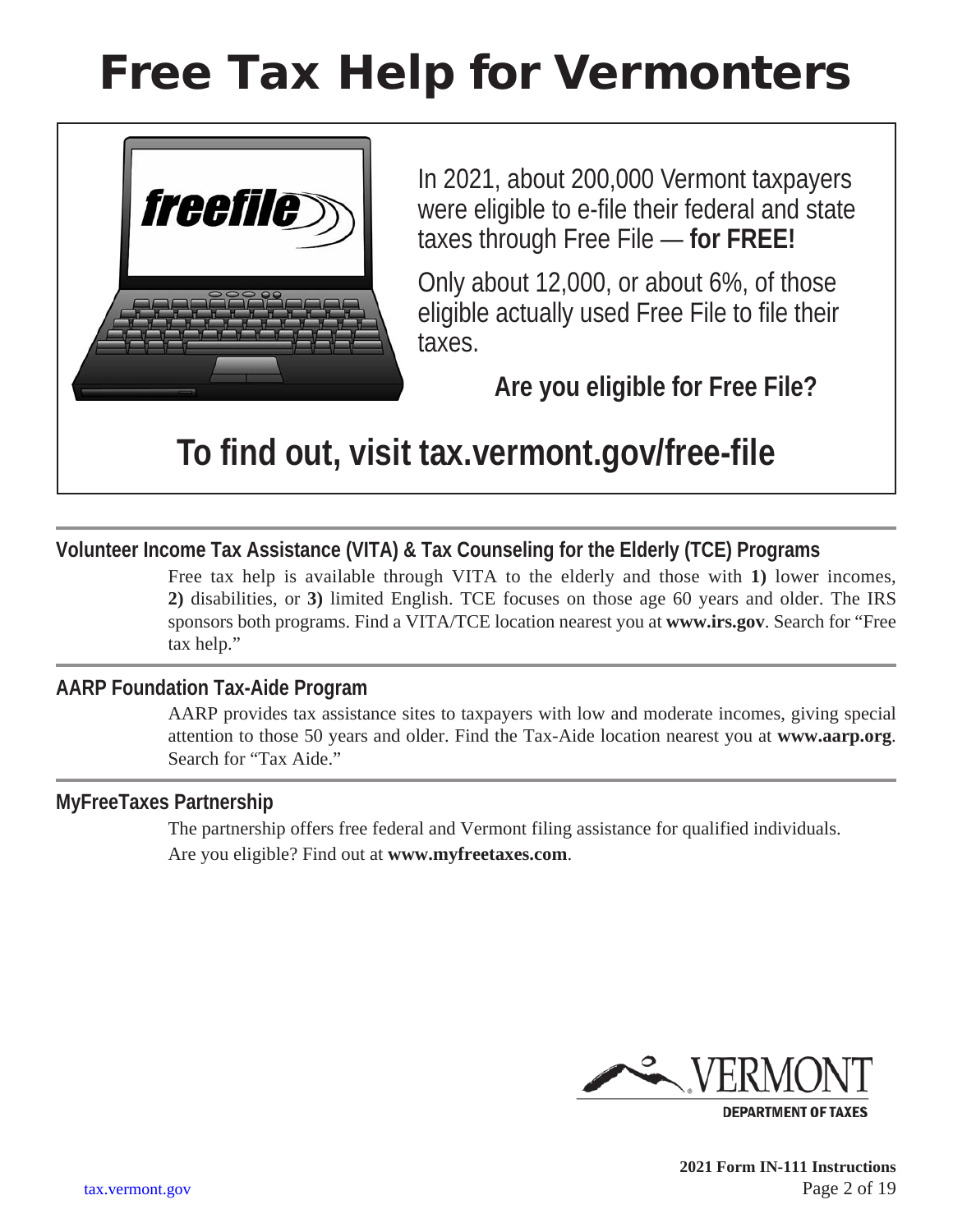# Free Tax Help for Vermonters

In 2021, about 200,000 Vermont taxpayers were eligible to e-file their federal and state taxes through Free File — **for FREE!**

Only about 12,000, or about 6%, of those eligible actually used Free File to file their taxes.

**Are you eligible for Free File?**

## To find out, visit tax.vermont.gov/free-file

### Volunteer Income Tax Assistance (VITA) & Tax Counseling for the Elderly (TCE) Programs

Free tax help is available through VITA to the elderly and those with **1)** lower incomes, **2)** disabilities, or **3)** limited English. TCE focuses on those age 60 years and older. The IRS sponsors both programs. Find a VITA/TCE location nearest you at **www.irs.gov**. Search for "Free tax help."

### AARP Foundation Tax-Aide Program

AARP provides tax assistance sites to taxpayers with low and moderate incomes, giving special attention to those 50 years and older. Find the Tax-Aide location nearest you at **www.aarp.org**. Search for "Tax Aide."

### MyFreeTaxes Partnership

The partnership offers free federal and Vermont filing assistance for qualified individuals.

Are you eligible? Find out at **www.myfreetaxes.com**.

VERMONT DEPARTMENT OF TAXES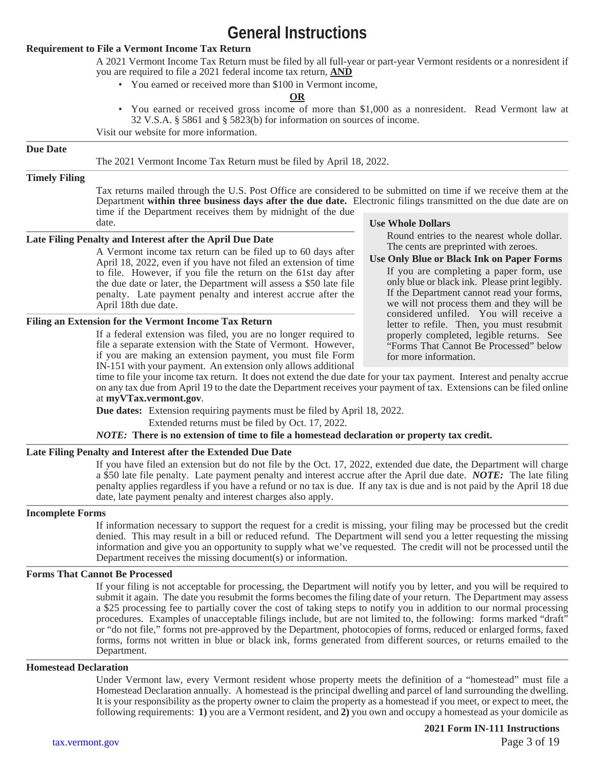# General Instructions

### Requirement to File a Vermont Income Tax Return

A 2021 Vermont Income Tax Return must be filed by all full-year or part-year Vermont residents or a nonresident if you are required to file a 2021 federal income tax return, **AND**

- You earned or received more than $100 in Vermont income,

**OR**

- You earned or received gross income of more than $1,000 as a nonresident. Read Vermont law at 32 V.S.A. § 5861 and § 5823(b) for information on sources of income.

Visit our website for more information.

### Due Date

The 2021 Vermont Income Tax Return must be filed by April 18, 2022.

### Timely Filing

Tax returns mailed through the U.S. Post Office are considered to be submitted on time if we receive them at the Department **within three business days after the due date.** Electronic filings transmitted on the due date are on time if the Department receives them by midnight of the due date.

### Use Whole Dollars

Round entries to the nearest whole dollar. The cents are preprinted with zeroes.

### Use Only Blue or Black Ink on Paper Forms

If you are completing a paper form, use only blue or black ink. Please print legibly. If the Department cannot read your forms, we will not process them and they will be considered unfiled. You will receive a letter to refile. Then, you must resubmit properly completed, legible returns. See "Forms That Cannot Be Processed" below for more information.

### Late Filing Penalty and Interest after the April Due Date

A Vermont income tax return can be filed up to 60 days after April 18, 2022, even if you have not filed an extension of time to file. However, if you file the return on the 61st day after the due date or later, the Department will assess a $50 late file penalty. Late payment penalty and interest accrue after the April 18th due date.

### Filing an Extension for the Vermont Income Tax Return

If a federal extension was filed, you are no longer required to file a separate extension with the State of Vermont. However, if you are making an extension payment, you must file Form IN-151 with your payment. An extension only allows additional time to file your income tax return. It does not extend the due date for your tax payment. Interest and penalty accrue on any tax due from April 19 to the date the Department receives your payment of tax. Extensions can be filed online at **myVTax.vermont.gov**.

**Due dates:** Extension requiring payments must be filed by April 18, 2022.
Extended returns must be filed by Oct. 17, 2022.

***NOTE:*** **There is no extension of time to file a homestead declaration or property tax credit.**

### Late Filing Penalty and Interest after the Extended Due Date

If you have filed an extension but do not file by the Oct. 17, 2022, extended due date, the Department will charge a $50 late file penalty. Late payment penalty and interest accrue after the April due date. ***NOTE:*** The late filing penalty applies regardless if you have a refund or no tax is due. If any tax is due and is not paid by the April 18 due date, late payment penalty and interest charges also apply.

### Incomplete Forms

If information necessary to support the request for a credit is missing, your filing may be processed but the credit denied. This may result in a bill or reduced refund. The Department will send you a letter requesting the missing information and give you an opportunity to supply what we've requested. The credit will not be processed until the Department receives the missing document(s) or information.

### Forms That Cannot Be Processed

If your filing is not acceptable for processing, the Department will notify you by letter, and you will be required to submit it again. The date you resubmit the forms becomes the filing date of your return. The Department may assess a $25 processing fee to partially cover the cost of taking steps to notify you in addition to our normal processing procedures. Examples of unacceptable filings include, but are not limited to, the following: forms marked "draft" or "do not file," forms not pre-approved by the Department, photocopies of forms, reduced or enlarged forms, faxed forms, forms not written in blue or black ink, forms generated from different sources, or returns emailed to the Department.

### Homestead Declaration

Under Vermont law, every Vermont resident whose property meets the definition of a "homestead" must file a Homestead Declaration annually. A homestead is the principal dwelling and parcel of land surrounding the dwelling. It is your responsibility as the property owner to claim the property as a homestead if you meet, or expect to meet, the following requirements: **1)** you are a Vermont resident, and **2)** you own and occupy a homestead as your domicile as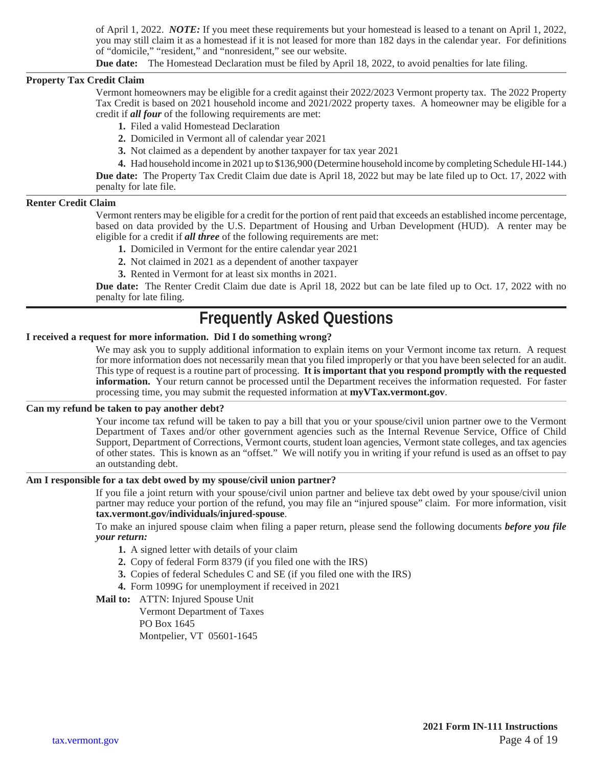of April 1, 2022. ***NOTE:*** If you meet these requirements but your homestead is leased to a tenant on April 1, 2022, you may still claim it as a homestead if it is not leased for more than 182 days in the calendar year. For definitions of "domicile," "resident," and "nonresident," see our website.

**Due date:** The Homestead Declaration must be filed by April 18, 2022, to avoid penalties for late filing.

**Property Tax Credit Claim**

Vermont homeowners may be eligible for a credit against their 2022/2023 Vermont property tax. The 2022 Property Tax Credit is based on 2021 household income and 2021/2022 property taxes. A homeowner may be eligible for a credit if ***all four*** of the following requirements are met:

1. Filed a valid Homestead Declaration
2. Domiciled in Vermont all of calendar year 2021
3. Not claimed as a dependent by another taxpayer for tax year 2021
4. Had household income in 2021 up to $136,900 (Determine household income by completing Schedule HI-144.)

**Due date:** The Property Tax Credit Claim due date is April 18, 2022 but may be late filed up to Oct. 17, 2022 with penalty for late file.

**Renter Credit Claim**

Vermont renters may be eligible for a credit for the portion of rent paid that exceeds an established income percentage, based on data provided by the U.S. Department of Housing and Urban Development (HUD). A renter may be eligible for a credit if ***all three*** of the following requirements are met:

1. Domiciled in Vermont for the entire calendar year 2021
2. Not claimed in 2021 as a dependent of another taxpayer
3. Rented in Vermont for at least six months in 2021.

**Due date:** The Renter Credit Claim due date is April 18, 2022 but can be late filed up to Oct. 17, 2022 with no penalty for late filing.

# Frequently Asked Questions

**I received a request for more information. Did I do something wrong?**

We may ask you to supply additional information to explain items on your Vermont income tax return. A request for more information does not necessarily mean that you filed improperly or that you have been selected for an audit. This type of request is a routine part of processing. **It is important that you respond promptly with the requested information.** Your return cannot be processed until the Department receives the information requested. For faster processing time, you may submit the requested information at **myVTax.vermont.gov**.

**Can my refund be taken to pay another debt?**

Your income tax refund will be taken to pay a bill that you or your spouse/civil union partner owe to the Vermont Department of Taxes and/or other government agencies such as the Internal Revenue Service, Office of Child Support, Department of Corrections, Vermont courts, student loan agencies, Vermont state colleges, and tax agencies of other states. This is known as an "offset." We will notify you in writing if your refund is used as an offset to pay an outstanding debt.

**Am I responsible for a tax debt owed by my spouse/civil union partner?**

If you file a joint return with your spouse/civil union partner and believe tax debt owed by your spouse/civil union partner may reduce your portion of the refund, you may file an "injured spouse" claim. For more information, visit **tax.vermont.gov/individuals/injured-spouse**.

To make an injured spouse claim when filing a paper return, please send the following documents ***before you file your return:***

1. A signed letter with details of your claim
2. Copy of federal Form 8379 (if you filed one with the IRS)
3. Copies of federal Schedules C and SE (if you filed one with the IRS)
4. Form 1099G for unemployment if received in 2021

**Mail to:** ATTN: Injured Spouse Unit
Vermont Department of Taxes
PO Box 1645
Montpelier, VT 05601-1645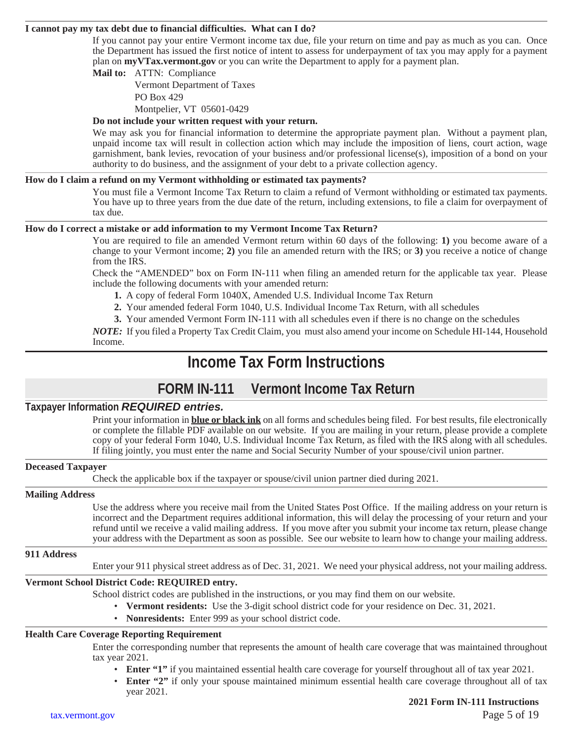**I cannot pay my tax debt due to financial difficulties. What can I do?**

If you cannot pay your entire Vermont income tax due, file your return on time and pay as much as you can. Once the Department has issued the first notice of intent to assess for underpayment of tax you may apply for a payment plan on **myVTax.vermont.gov** or you can write the Department to apply for a payment plan.

**Mail to:** ATTN: Compliance
Vermont Department of Taxes
PO Box 429
Montpelier, VT 05601-0429

**Do not include your written request with your return.**

We may ask you for financial information to determine the appropriate payment plan. Without a payment plan, unpaid income tax will result in collection action which may include the imposition of liens, court action, wage garnishment, bank levies, revocation of your business and/or professional license(s), imposition of a bond on your authority to do business, and the assignment of your debt to a private collection agency.

**How do I claim a refund on my Vermont withholding or estimated tax payments?**

You must file a Vermont Income Tax Return to claim a refund of Vermont withholding or estimated tax payments. You have up to three years from the due date of the return, including extensions, to file a claim for overpayment of tax due.

**How do I correct a mistake or add information to my Vermont Income Tax Return?**

You are required to file an amended Vermont return within 60 days of the following: **1)** you become aware of a change to your Vermont income; **2)** you file an amended return with the IRS; or **3)** you receive a notice of change from the IRS.

Check the "AMENDED" box on Form IN-111 when filing an amended return for the applicable tax year. Please include the following documents with your amended return:

1. A copy of federal Form 1040X, Amended U.S. Individual Income Tax Return
2. Your amended federal Form 1040, U.S. Individual Income Tax Return, with all schedules
3. Your amended Vermont Form IN-111 with all schedules even if there is no change on the schedules

***NOTE:*** If you filed a Property Tax Credit Claim, you must also amend your income on Schedule HI-144, Household Income.

# Income Tax Form Instructions

## FORM IN-111 Vermont Income Tax Return

### Taxpayer Information *REQUIRED entries.*

Print your information in **blue or black ink** on all forms and schedules being filed. For best results, file electronically or complete the fillable PDF available on our website. If you are mailing in your return, please provide a complete copy of your federal Form 1040, U.S. Individual Income Tax Return, as filed with the IRS along with all schedules. If filing jointly, you must enter the name and Social Security Number of your spouse/civil union partner.

**Deceased Taxpayer**

Check the applicable box if the taxpayer or spouse/civil union partner died during 2021.

**Mailing Address**

Use the address where you receive mail from the United States Post Office. If the mailing address on your return is incorrect and the Department requires additional information, this will delay the processing of your return and your refund until we receive a valid mailing address. If you move after you submit your income tax return, please change your address with the Department as soon as possible. See our website to learn how to change your mailing address.

**911 Address**

Enter your 911 physical street address as of Dec. 31, 2021. We need your physical address, not your mailing address.

**Vermont School District Code: REQUIRED entry.**

School district codes are published in the instructions, or you may find them on our website.

- **Vermont residents:** Use the 3-digit school district code for your residence on Dec. 31, 2021.
- **Nonresidents:** Enter 999 as your school district code.

**Health Care Coverage Reporting Requirement**

Enter the corresponding number that represents the amount of health care coverage that was maintained throughout tax year 2021.

- **Enter "1"** if you maintained essential health care coverage for yourself throughout all of tax year 2021.
- **Enter "2"** if only your spouse maintained minimum essential health care coverage throughout all of tax year 2021.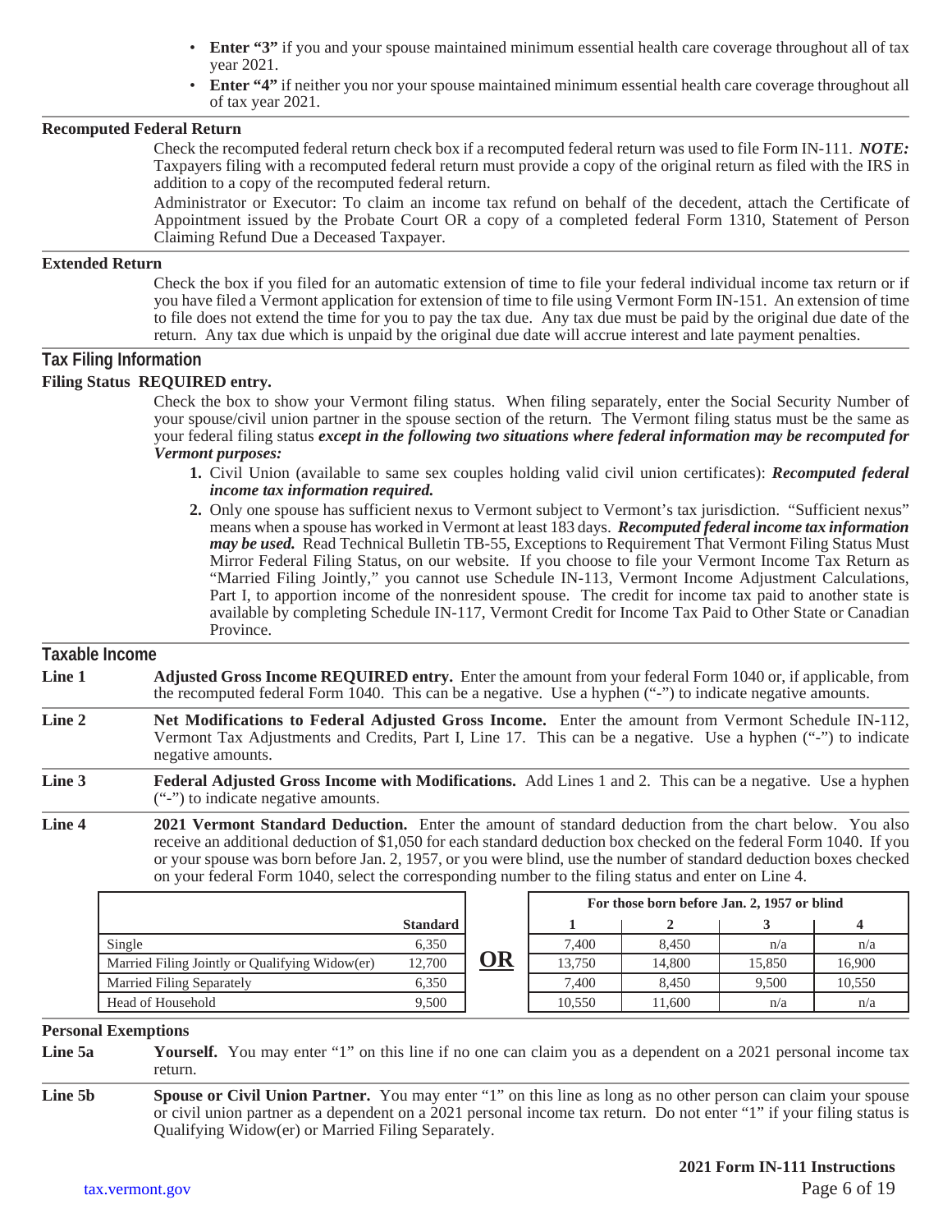- **Enter "3"** if you and your spouse maintained minimum essential health care coverage throughout all of tax year 2021.
- **Enter "4"** if neither you nor your spouse maintained minimum essential health care coverage throughout all of tax year 2021.

**Recomputed Federal Return**

Check the recomputed federal return check box if a recomputed federal return was used to file Form IN-111. ***NOTE:*** Taxpayers filing with a recomputed federal return must provide a copy of the original return as filed with the IRS in addition to a copy of the recomputed federal return.

Administrator or Executor: To claim an income tax refund on behalf of the decedent, attach the Certificate of Appointment issued by the Probate Court OR a copy of a completed federal Form 1310, Statement of Person Claiming Refund Due a Deceased Taxpayer.

**Extended Return**

Check the box if you filed for an automatic extension of time to file your federal individual income tax return or if you have filed a Vermont application for extension of time to file using Vermont Form IN-151. An extension of time to file does not extend the time for you to pay the tax due. Any tax due must be paid by the original due date of the return. Any tax due which is unpaid by the original due date will accrue interest and late payment penalties.

## Tax Filing Information

**Filing Status REQUIRED entry.**

Check the box to show your Vermont filing status. When filing separately, enter the Social Security Number of your spouse/civil union partner in the spouse section of the return. The Vermont filing status must be the same as your federal filing status ***except in the following two situations where federal information may be recomputed for Vermont purposes:***

1. Civil Union (available to same sex couples holding valid civil union certificates): ***Recomputed federal income tax information required.***
2. Only one spouse has sufficient nexus to Vermont subject to Vermont's tax jurisdiction. "Sufficient nexus" means when a spouse has worked in Vermont at least 183 days. ***Recomputed federal income tax information may be used.*** Read Technical Bulletin TB-55, Exceptions to Requirement That Vermont Filing Status Must Mirror Federal Filing Status, on our website. If you choose to file your Vermont Income Tax Return as "Married Filing Jointly," you cannot use Schedule IN-113, Vermont Income Adjustment Calculations, Part I, to apportion income of the nonresident spouse. The credit for income tax paid to another state is available by completing Schedule IN-117, Vermont Credit for Income Tax Paid to Other State or Canadian Province.

## Taxable Income

**Line 1** — **Adjusted Gross Income REQUIRED entry.** Enter the amount from your federal Form 1040 or, if applicable, from the recomputed federal Form 1040. This can be a negative. Use a hyphen ("-") to indicate negative amounts.

**Line 2** — **Net Modifications to Federal Adjusted Gross Income.** Enter the amount from Vermont Schedule IN-112, Vermont Tax Adjustments and Credits, Part I, Line 17. This can be a negative. Use a hyphen ("-") to indicate negative amounts.

**Line 3** — **Federal Adjusted Gross Income with Modifications.** Add Lines 1 and 2. This can be a negative. Use a hyphen ("-") to indicate negative amounts.

**Line 4** — **2021 Vermont Standard Deduction.** Enter the amount of standard deduction from the chart below. You also receive an additional deduction of $1,050 for each standard deduction box checked on the federal Form 1040. If you or your spouse was born before Jan. 2, 1957, or you were blind, use the number of standard deduction boxes checked on your federal Form 1040, select the corresponding number to the filing status and enter on Line 4.

| | Standard | | For those born before Jan. 2, 1957 or blind | | | |
|---|---|---|---|---|---|---|
| | | | 1 | 2 | 3 | 4 |
| Single | 6,350 | **OR** | 7,400 | 8,450 | n/a | n/a |
| Married Filing Jointly or Qualifying Widow(er) | 12,700 | | 13,750 | 14,800 | 15,850 | 16,900 |
| Married Filing Separately | 6,350 | | 7,400 | 8,450 | 9,500 | 10,550 |
| Head of Household | 9,500 | | 10,550 | 11,600 | n/a | n/a |

**Personal Exemptions**

**Line 5a** — **Yourself.** You may enter "1" on this line if no one can claim you as a dependent on a 2021 personal income tax return.

**Line 5b** — **Spouse or Civil Union Partner.** You may enter "1" on this line as long as no other person can claim your spouse or civil union partner as a dependent on a 2021 personal income tax return. Do not enter "1" if your filing status is Qualifying Widow(er) or Married Filing Separately.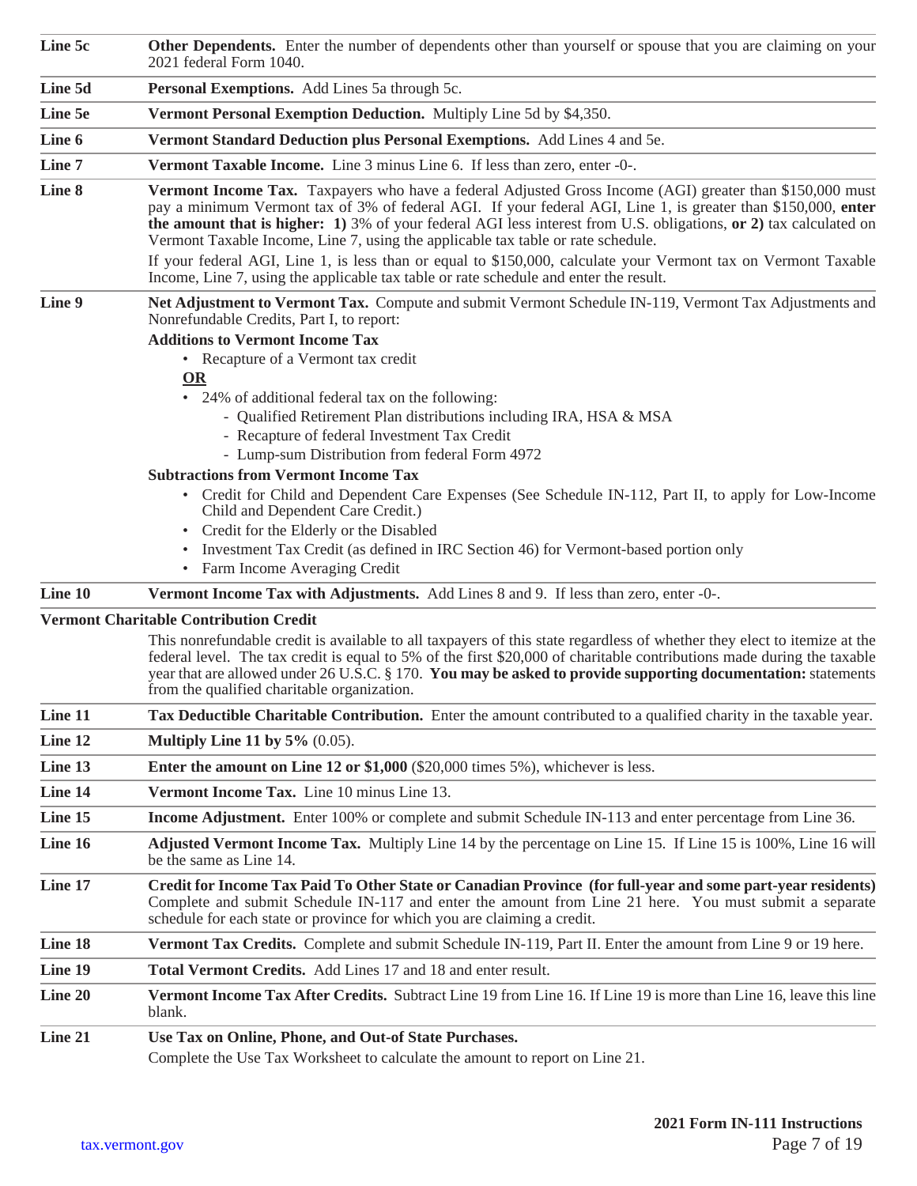**Line 5c** **Other Dependents.** Enter the number of dependents other than yourself or spouse that you are claiming on your 2021 federal Form 1040.

**Line 5d** **Personal Exemptions.** Add Lines 5a through 5c.

**Line 5e** **Vermont Personal Exemption Deduction.** Multiply Line 5d by $4,350.

**Line 6** **Vermont Standard Deduction plus Personal Exemptions.** Add Lines 4 and 5e.

**Line 7** **Vermont Taxable Income.** Line 3 minus Line 6. If less than zero, enter -0-.

**Line 8** **Vermont Income Tax.** Taxpayers who have a federal Adjusted Gross Income (AGI) greater than $150,000 must pay a minimum Vermont tax of 3% of federal AGI. If your federal AGI, Line 1, is greater than $150,000, **enter the amount that is higher: 1)** 3% of your federal AGI less interest from U.S. obligations, **or 2)** tax calculated on Vermont Taxable Income, Line 7, using the applicable tax table or rate schedule.

If your federal AGI, Line 1, is less than or equal to $150,000, calculate your Vermont tax on Vermont Taxable Income, Line 7, using the applicable tax table or rate schedule and enter the result.

**Line 9** **Net Adjustment to Vermont Tax.** Compute and submit Vermont Schedule IN-119, Vermont Tax Adjustments and Nonrefundable Credits, Part I, to report:

**Additions to Vermont Income Tax**

- Recapture of a Vermont tax credit

**OR**

- 24% of additional federal tax on the following:
  - Qualified Retirement Plan distributions including IRA, HSA & MSA
  - Recapture of federal Investment Tax Credit
  - Lump-sum Distribution from federal Form 4972

**Subtractions from Vermont Income Tax**

- Credit for Child and Dependent Care Expenses (See Schedule IN-112, Part II, to apply for Low-Income Child and Dependent Care Credit.)
- Credit for the Elderly or the Disabled
- Investment Tax Credit (as defined in IRC Section 46) for Vermont-based portion only
- Farm Income Averaging Credit

**Line 10** **Vermont Income Tax with Adjustments.** Add Lines 8 and 9. If less than zero, enter -0-.

**Vermont Charitable Contribution Credit**

This nonrefundable credit is available to all taxpayers of this state regardless of whether they elect to itemize at the federal level. The tax credit is equal to 5% of the first $20,000 of charitable contributions made during the taxable year that are allowed under 26 U.S.C. § 170. **You may be asked to provide supporting documentation:** statements from the qualified charitable organization.

**Line 11** **Tax Deductible Charitable Contribution.** Enter the amount contributed to a qualified charity in the taxable year.

**Line 12** **Multiply Line 11 by 5%** (0.05).

**Line 13** **Enter the amount on Line 12 or $1,000** ($20,000 times 5%), whichever is less.

**Line 14** **Vermont Income Tax.** Line 10 minus Line 13.

**Line 15** **Income Adjustment.** Enter 100% or complete and submit Schedule IN-113 and enter percentage from Line 36.

**Line 16** **Adjusted Vermont Income Tax.** Multiply Line 14 by the percentage on Line 15. If Line 15 is 100%, Line 16 will be the same as Line 14.

**Line 17** **Credit for Income Tax Paid To Other State or Canadian Province (for full-year and some part-year residents)** Complete and submit Schedule IN-117 and enter the amount from Line 21 here. You must submit a separate schedule for each state or province for which you are claiming a credit.

**Line 18** **Vermont Tax Credits.** Complete and submit Schedule IN-119, Part II. Enter the amount from Line 9 or 19 here.

**Line 19** **Total Vermont Credits.** Add Lines 17 and 18 and enter result.

**Line 20** **Vermont Income Tax After Credits.** Subtract Line 19 from Line 16. If Line 19 is more than Line 16, leave this line blank.

**Line 21** **Use Tax on Online, Phone, and Out-of State Purchases.**

Complete the Use Tax Worksheet to calculate the amount to report on Line 21.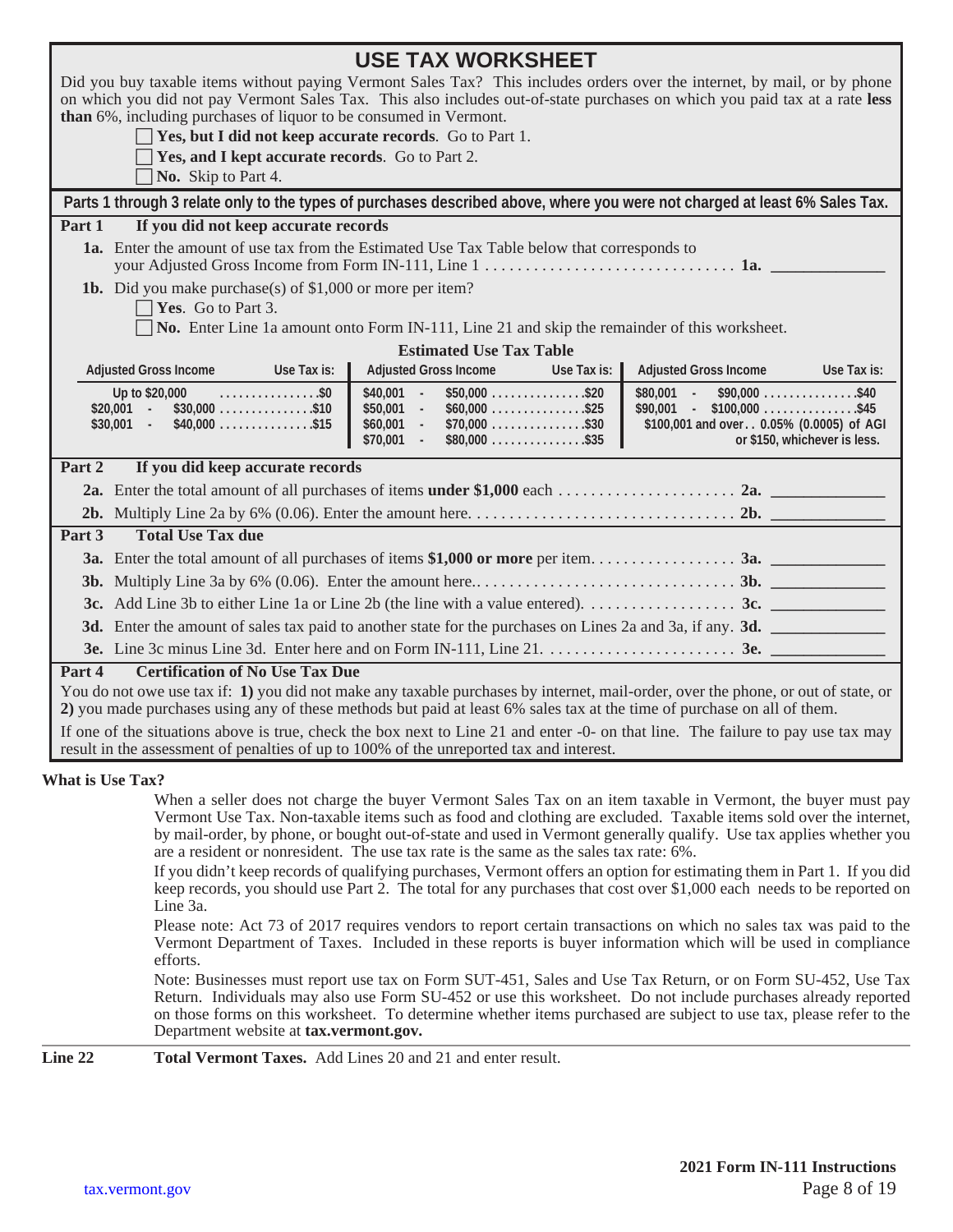# USE TAX WORKSHEET

Did you buy taxable items without paying Vermont Sales Tax? This includes orders over the internet, by mail, or by phone on which you did not pay Vermont Sales Tax. This also includes out-of-state purchases on which you paid tax at a rate **less than** 6%, including purchases of liquor to be consumed in Vermont.

- ☐ **Yes, but I did not keep accurate records**. Go to Part 1.
- ☐ **Yes, and I kept accurate records**. Go to Part 2.
- ☐ **No.** Skip to Part 4.

**Parts 1 through 3 relate only to the types of purchases described above, where you were not charged at least 6% Sales Tax.**

## Part 1 If you did not keep accurate records

**1a.** Enter the amount of use tax from the Estimated Use Tax Table below that corresponds to your Adjusted Gross Income from Form IN-111, Line 1 . . . . . . . . . . . . . . . . . . . . . . . . . . . . . . . **1a.** ____________

**1b.** Did you make purchase(s) of $1,000 or more per item?

- ☐ **Yes**. Go to Part 3.
- ☐ **No.** Enter Line 1a amount onto Form IN-111, Line 21 and skip the remainder of this worksheet.

**Estimated Use Tax Table**

| Adjusted Gross Income | Use Tax is: | Adjusted Gross Income | Use Tax is: | Adjusted Gross Income | Use Tax is: |
|---|---|---|---|---|---|
| Up to $20,000 | $0 | $40,001 - $50,000 | $20 | $80,001 - $90,000 | $40 |
| $20,001 - $30,000 | $10 | $50,001 - $60,000 | $25 | $90,001 - $100,000 | $45 |
| $30,001 - $40,000 | $15 | $60,001 - $70,000 | $30 | $100,001 and over | 0.05% (0.0005) of AGI or $150, whichever is less. |
| | | $70,001 - $80,000 | $35 | | |

## Part 2 If you did keep accurate records

**2a.** Enter the total amount of all purchases of items **under $1,000** each . . . . . . . . . . . . . . . . . . . . . . **2a.** ____________

**2b.** Multiply Line 2a by 6% (0.06). Enter the amount here. . . . . . . . . . . . . . . . . . . . . . . . . . . . . . . . . **2b.** ____________

## Part 3 Total Use Tax due

**3a.** Enter the total amount of all purchases of items **$1,000 or more** per item. . . . . . . . . . . . . . . . . . **3a.** ____________

**3b.** Multiply Line 3a by 6% (0.06). Enter the amount here.. . . . . . . . . . . . . . . . . . . . . . . . . . . . . . . **3b.** ____________

**3c.** Add Line 3b to either Line 1a or Line 2b (the line with a value entered). . . . . . . . . . . . . . . . . . . **3c.** ____________

**3d.** Enter the amount of sales tax paid to another state for the purchases on Lines 2a and 3a, if any. **3d.** ____________

**3e.** Line 3c minus Line 3d. Enter here and on Form IN-111, Line 21. . . . . . . . . . . . . . . . . . . . . . . . **3e.** ____________

## Part 4 Certification of No Use Tax Due

You do not owe use tax if: **1)** you did not make any taxable purchases by internet, mail-order, over the phone, or out of state, or **2)** you made purchases using any of these methods but paid at least 6% sales tax at the time of purchase on all of them.

If one of the situations above is true, check the box next to Line 21 and enter -0- on that line. The failure to pay use tax may result in the assessment of penalties of up to 100% of the unreported tax and interest.

**What is Use Tax?**

When a seller does not charge the buyer Vermont Sales Tax on an item taxable in Vermont, the buyer must pay Vermont Use Tax. Non-taxable items such as food and clothing are excluded. Taxable items sold over the internet, by mail-order, by phone, or bought out-of-state and used in Vermont generally qualify. Use tax applies whether you are a resident or nonresident. The use tax rate is the same as the sales tax rate: 6%.

If you didn't keep records of qualifying purchases, Vermont offers an option for estimating them in Part 1. If you did keep records, you should use Part 2. The total for any purchases that cost over $1,000 each needs to be reported on Line 3a.

Please note: Act 73 of 2017 requires vendors to report certain transactions on which no sales tax was paid to the Vermont Department of Taxes. Included in these reports is buyer information which will be used in compliance efforts.

Note: Businesses must report use tax on Form SUT-451, Sales and Use Tax Return, or on Form SU-452, Use Tax Return. Individuals may also use Form SU-452 or use this worksheet. Do not include purchases already reported on those forms on this worksheet. To determine whether items purchased are subject to use tax, please refer to the Department website at **tax.vermont.gov.**

**Line 22** **Total Vermont Taxes.** Add Lines 20 and 21 and enter result.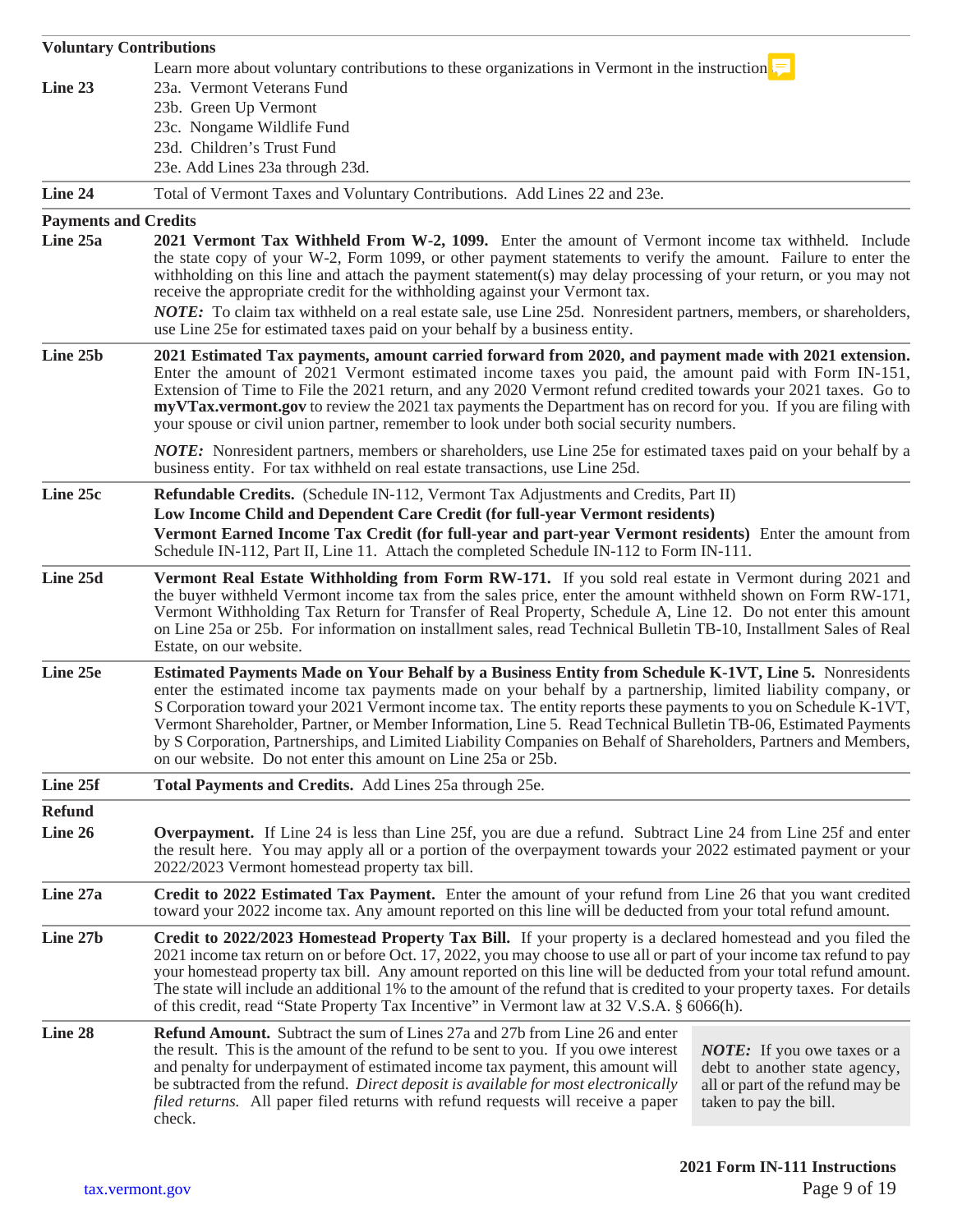## Voluntary Contributions

Learn more about voluntary contributions to these organizations in Vermont in the instructions.

**Line 23**
23a. Vermont Veterans Fund
23b. Green Up Vermont
23c. Nongame Wildlife Fund
23d. Children's Trust Fund
23e. Add Lines 23a through 23d.

**Line 24** Total of Vermont Taxes and Voluntary Contributions. Add Lines 22 and 23e.

## Payments and Credits

**Line 25a** **2021 Vermont Tax Withheld From W-2, 1099.** Enter the amount of Vermont income tax withheld. Include the state copy of your W-2, Form 1099, or other payment statements to verify the amount. Failure to enter the withholding on this line and attach the payment statement(s) may delay processing of your return, or you may not receive the appropriate credit for the withholding against your Vermont tax.

***NOTE:*** To claim tax withheld on a real estate sale, use Line 25d. Nonresident partners, members, or shareholders, use Line 25e for estimated taxes paid on your behalf by a business entity.

**Line 25b** **2021 Estimated Tax payments, amount carried forward from 2020, and payment made with 2021 extension.** Enter the amount of 2021 Vermont estimated income taxes you paid, the amount paid with Form IN-151, Extension of Time to File the 2021 return, and any 2020 Vermont refund credited towards your 2021 taxes. Go to **myVTax.vermont.gov** to review the 2021 tax payments the Department has on record for you. If you are filing with your spouse or civil union partner, remember to look under both social security numbers.

***NOTE:*** Nonresident partners, members or shareholders, use Line 25e for estimated taxes paid on your behalf by a business entity. For tax withheld on real estate transactions, use Line 25d.

**Line 25c** **Refundable Credits.** (Schedule IN-112, Vermont Tax Adjustments and Credits, Part II)
**Low Income Child and Dependent Care Credit (for full-year Vermont residents)**
**Vermont Earned Income Tax Credit (for full-year and part-year Vermont residents)** Enter the amount from Schedule IN-112, Part II, Line 11. Attach the completed Schedule IN-112 to Form IN-111.

**Line 25d** **Vermont Real Estate Withholding from Form RW-171.** If you sold real estate in Vermont during 2021 and the buyer withheld Vermont income tax from the sales price, enter the amount withheld shown on Form RW-171, Vermont Withholding Tax Return for Transfer of Real Property, Schedule A, Line 12. Do not enter this amount on Line 25a or 25b. For information on installment sales, read Technical Bulletin TB-10, Installment Sales of Real Estate, on our website.

**Line 25e** **Estimated Payments Made on Your Behalf by a Business Entity from Schedule K-1VT, Line 5.** Nonresidents enter the estimated income tax payments made on your behalf by a partnership, limited liability company, or S Corporation toward your 2021 Vermont income tax. The entity reports these payments to you on Schedule K-1VT, Vermont Shareholder, Partner, or Member Information, Line 5. Read Technical Bulletin TB-06, Estimated Payments by S Corporation, Partnerships, and Limited Liability Companies on Behalf of Shareholders, Partners and Members, on our website. Do not enter this amount on Line 25a or 25b.

**Line 25f** **Total Payments and Credits.** Add Lines 25a through 25e.

## Refund

**Line 26** **Overpayment.** If Line 24 is less than Line 25f, you are due a refund. Subtract Line 24 from Line 25f and enter the result here. You may apply all or a portion of the overpayment towards your 2022 estimated payment or your 2022/2023 Vermont homestead property tax bill.

**Line 27a** **Credit to 2022 Estimated Tax Payment.** Enter the amount of your refund from Line 26 that you want credited toward your 2022 income tax. Any amount reported on this line will be deducted from your total refund amount.

**Line 27b** **Credit to 2022/2023 Homestead Property Tax Bill.** If your property is a declared homestead and you filed the 2021 income tax return on or before Oct. 17, 2022, you may choose to use all or part of your income tax refund to pay your homestead property tax bill. Any amount reported on this line will be deducted from your total refund amount. The state will include an additional 1% to the amount of the refund that is credited to your property taxes. For details of this credit, read "State Property Tax Incentive" in Vermont law at 32 V.S.A. § 6066(h).

**Line 28** **Refund Amount.** Subtract the sum of Lines 27a and 27b from Line 26 and enter the result. This is the amount of the refund to be sent to you. If you owe interest and penalty for underpayment of estimated income tax payment, this amount will be subtracted from the refund. *Direct deposit is available for most electronically filed returns.* All paper filed returns with refund requests will receive a paper check.

***NOTE:*** If you owe taxes or a debt to another state agency, all or part of the refund may be taken to pay the bill.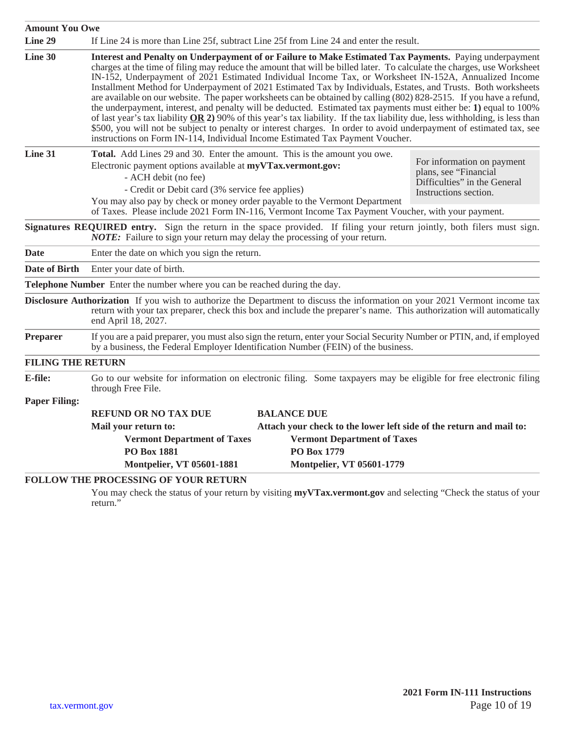## Amount You Owe

**Line 29** If Line 24 is more than Line 25f, subtract Line 25f from Line 24 and enter the result.

**Line 30** **Interest and Penalty on Underpayment of or Failure to Make Estimated Tax Payments.** Paying underpayment charges at the time of filing may reduce the amount that will be billed later. To calculate the charges, use Worksheet IN-152, Underpayment of 2021 Estimated Individual Income Tax, or Worksheet IN-152A, Annualized Income Installment Method for Underpayment of 2021 Estimated Tax by Individuals, Estates, and Trusts. Both worksheets are available on our website. The paper worksheets can be obtained by calling (802) 828-2515. If you have a refund, the underpayment, interest, and penalty will be deducted. Estimated tax payments must either be: **1)** equal to 100% of last year's tax liability **OR 2)** 90% of this year's tax liability. If the tax liability due, less withholding, is less than $500, you will not be subject to penalty or interest charges. In order to avoid underpayment of estimated tax, see instructions on Form IN-114, Individual Income Estimated Tax Payment Voucher.

**Line 31** **Total.** Add Lines 29 and 30. Enter the amount. This is the amount you owe.
Electronic payment options available at **myVTax.vermont.gov:**

- ACH debit (no fee)
- Credit or Debit card (3% service fee applies)

You may also pay by check or money order payable to the Vermont Department of Taxes. Please include 2021 Form IN-116, Vermont Income Tax Payment Voucher, with your payment.

> For information on payment plans, see "Financial Difficulties" in the General Instructions section.

**Signatures REQUIRED entry.** Sign the return in the space provided. If filing your return jointly, both filers must sign. ***NOTE:*** Failure to sign your return may delay the processing of your return.

**Date** Enter the date on which you sign the return.

**Date of Birth** Enter your date of birth.

**Telephone Number** Enter the number where you can be reached during the day.

**Disclosure Authorization** If you wish to authorize the Department to discuss the information on your 2021 Vermont income tax return with your tax preparer, check this box and include the preparer's name. This authorization will automatically end April 18, 2027.

**Preparer** If you are a paid preparer, you must also sign the return, enter your Social Security Number or PTIN, and, if employed by a business, the Federal Employer Identification Number (FEIN) of the business.

## FILING THE RETURN

**E-file:** Go to our website for information on electronic filing. Some taxpayers may be eligible for free electronic filing through Free File.

**Paper Filing:**

**REFUND OR NO TAX DUE**
**Mail your return to:**
**Vermont Department of Taxes**
**PO Box 1881**
**Montpelier, VT 05601-1881**

**BALANCE DUE**
**Attach your check to the lower left side of the return and mail to:**
**Vermont Department of Taxes**
**PO Box 1779**
**Montpelier, VT 05601-1779**

## FOLLOW THE PROCESSING OF YOUR RETURN

You may check the status of your return by visiting **myVTax.vermont.gov** and selecting "Check the status of your return."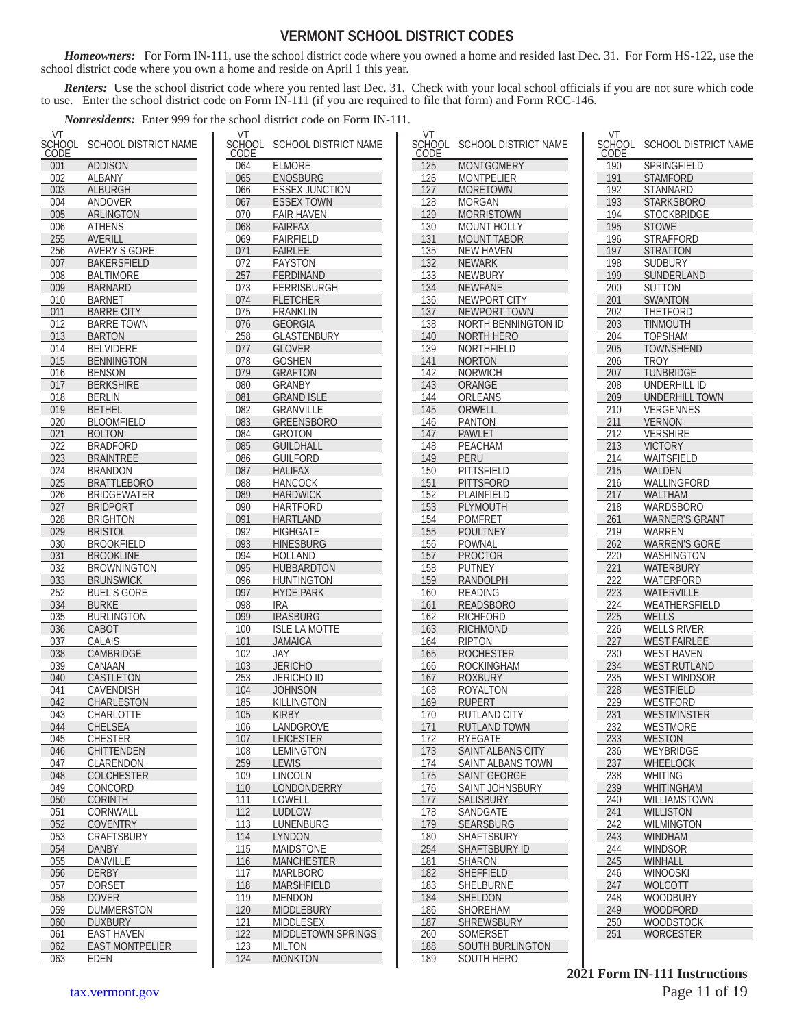# VERMONT SCHOOL DISTRICT CODES

***Homeowners:*** For Form IN-111, use the school district code where you owned a home and resided last Dec. 31. For Form HS-122, use the school district code where you own a home and reside on April 1 this year.

***Renters:*** Use the school district code where you rented last Dec. 31. Check with your local school officials if you are not sure which code to use. Enter the school district code on Form IN-111 (if you are required to file that form) and Form RCC-146.

***Nonresidents:*** Enter 999 for the school district code on Form IN-111.

| VT SCHOOL CODE | SCHOOL DISTRICT NAME |
|---|---|
| 001 | ADDISON |
| 002 | ALBANY |
| 003 | ALBURGH |
| 004 | ANDOVER |
| 005 | ARLINGTON |
| 006 | ATHENS |
| 255 | AVERILL |
| 256 | AVERY'S GORE |
| 007 | BAKERSFIELD |
| 008 | BALTIMORE |
| 009 | BARNARD |
| 010 | BARNET |
| 011 | BARRE CITY |
| 012 | BARRE TOWN |
| 013 | BARTON |
| 014 | BELVIDERE |
| 015 | BENNINGTON |
| 016 | BENSON |
| 017 | BERKSHIRE |
| 018 | BERLIN |
| 019 | BETHEL |
| 020 | BLOOMFIELD |
| 021 | BOLTON |
| 022 | BRADFORD |
| 023 | BRAINTREE |
| 024 | BRANDON |
| 025 | BRATTLEBORO |
| 026 | BRIDGEWATER |
| 027 | BRIDPORT |
| 028 | BRIGHTON |
| 029 | BRISTOL |
| 030 | BROOKFIELD |
| 031 | BROOKLINE |
| 032 | BROWNINGTON |
| 033 | BRUNSWICK |
| 252 | BUEL'S GORE |
| 034 | BURKE |
| 035 | BURLINGTON |
| 036 | CABOT |
| 037 | CALAIS |
| 038 | CAMBRIDGE |
| 039 | CANAAN |
| 040 | CASTLETON |
| 041 | CAVENDISH |
| 042 | CHARLESTON |
| 043 | CHARLOTTE |
| 044 | CHELSEA |
| 045 | CHESTER |
| 046 | CHITTENDEN |
| 047 | CLARENDON |
| 048 | COLCHESTER |
| 049 | CONCORD |
| 050 | CORINTH |
| 051 | CORNWALL |
| 052 | COVENTRY |
| 053 | CRAFTSBURY |
| 054 | DANBY |
| 055 | DANVILLE |
| 056 | DERBY |
| 057 | DORSET |
| 058 | DOVER |
| 059 | DUMMERSTON |
| 060 | DUXBURY |
| 061 | EAST HAVEN |
| 062 | EAST MONTPELIER |
| 063 | EDEN |
| 064 | ELMORE |
| 065 | ENOSBURG |
| 066 | ESSEX JUNCTION |
| 067 | ESSEX TOWN |
| 070 | FAIR HAVEN |
| 068 | FAIRFAX |
| 069 | FAIRFIELD |
| 071 | FAIRLEE |
| 072 | FAYSTON |
| 257 | FERDINAND |
| 073 | FERRISBURGH |
| 074 | FLETCHER |
| 075 | FRANKLIN |
| 076 | GEORGIA |
| 258 | GLASTENBURY |
| 077 | GLOVER |
| 078 | GOSHEN |
| 079 | GRAFTON |
| 080 | GRANBY |
| 081 | GRAND ISLE |
| 082 | GRANVILLE |
| 083 | GREENSBORO |
| 084 | GROTON |
| 085 | GUILDHALL |
| 086 | GUILFORD |
| 087 | HALIFAX |
| 088 | HANCOCK |
| 089 | HARDWICK |
| 090 | HARTFORD |
| 091 | HARTLAND |
| 092 | HIGHGATE |
| 093 | HINESBURG |
| 094 | HOLLAND |
| 095 | HUBBARDTON |
| 096 | HUNTINGTON |
| 097 | HYDE PARK |
| 098 | IRA |
| 099 | IRASBURG |
| 100 | ISLE LA MOTTE |
| 101 | JAMAICA |
| 102 | JAY |
| 103 | JERICHO |
| 253 | JERICHO ID |
| 104 | JOHNSON |
| 185 | KILLINGTON |
| 105 | KIRBY |
| 106 | LANDGROVE |
| 107 | LEICESTER |
| 108 | LEMINGTON |
| 259 | LEWIS |
| 109 | LINCOLN |
| 110 | LONDONDERRY |
| 111 | LOWELL |
| 112 | LUDLOW |
| 113 | LUNENBURG |
| 114 | LYNDON |
| 115 | MAIDSTONE |
| 116 | MANCHESTER |
| 117 | MARLBORO |
| 118 | MARSHFIELD |
| 119 | MENDON |
| 120 | MIDDLEBURY |
| 121 | MIDDLESEX |
| 122 | MIDDLETOWN SPRINGS |
| 123 | MILTON |
| 124 | MONKTON |
| 125 | MONTGOMERY |
| 126 | MONTPELIER |
| 127 | MORETOWN |
| 128 | MORGAN |
| 129 | MORRISTOWN |
| 130 | MOUNT HOLLY |
| 131 | MOUNT TABOR |
| 135 | NEW HAVEN |
| 132 | NEWARK |
| 133 | NEWBURY |
| 134 | NEWFANE |
| 136 | NEWPORT CITY |
| 137 | NEWPORT TOWN |
| 138 | NORTH BENNINGTON ID |
| 140 | NORTH HERO |
| 139 | NORTHFIELD |
| 141 | NORTON |
| 142 | NORWICH |
| 143 | ORANGE |
| 144 | ORLEANS |
| 145 | ORWELL |
| 146 | PANTON |
| 147 | PAWLET |
| 148 | PEACHAM |
| 149 | PERU |
| 150 | PITTSFIELD |
| 151 | PITTSFORD |
| 152 | PLAINFIELD |
| 153 | PLYMOUTH |
| 154 | POMFRET |
| 155 | POULTNEY |
| 156 | POWNAL |
| 157 | PROCTOR |
| 158 | PUTNEY |
| 159 | RANDOLPH |
| 160 | READING |
| 161 | READSBORO |
| 162 | RICHFORD |
| 163 | RICHMOND |
| 164 | RIPTON |
| 165 | ROCHESTER |
| 166 | ROCKINGHAM |
| 167 | ROXBURY |
| 168 | ROYALTON |
| 169 | RUPERT |
| 170 | RUTLAND CITY |
| 171 | RUTLAND TOWN |
| 172 | RYEGATE |
| 173 | SAINT ALBANS CITY |
| 174 | SAINT ALBANS TOWN |
| 175 | SAINT GEORGE |
| 176 | SAINT JOHNSBURY |
| 177 | SALISBURY |
| 178 | SANDGATE |
| 179 | SEARSBURG |
| 180 | SHAFTSBURY |
| 254 | SHAFTSBURY ID |
| 181 | SHARON |
| 182 | SHEFFIELD |
| 183 | SHELBURNE |
| 184 | SHELDON |
| 186 | SHOREHAM |
| 187 | SHREWSBURY |
| 260 | SOMERSET |
| 188 | SOUTH BURLINGTON |
| 189 | SOUTH HERO |
| 190 | SPRINGFIELD |
| 191 | STAMFORD |
| 192 | STANNARD |
| 193 | STARKSBORO |
| 194 | STOCKBRIDGE |
| 195 | STOWE |
| 196 | STRAFFORD |
| 197 | STRATTON |
| 198 | SUDBURY |
| 199 | SUNDERLAND |
| 200 | SUTTON |
| 201 | SWANTON |
| 202 | THETFORD |
| 203 | TINMOUTH |
| 204 | TOPSHAM |
| 205 | TOWNSHEND |
| 206 | TROY |
| 207 | TUNBRIDGE |
| 208 | UNDERHILL ID |
| 209 | UNDERHILL TOWN |
| 210 | VERGENNES |
| 211 | VERNON |
| 212 | VERSHIRE |
| 213 | VICTORY |
| 214 | WAITSFIELD |
| 215 | WALDEN |
| 216 | WALLINGFORD |
| 217 | WALTHAM |
| 218 | WARDSBORO |
| 261 | WARNER'S GRANT |
| 219 | WARREN |
| 262 | WARREN'S GORE |
| 220 | WASHINGTON |
| 221 | WATERBURY |
| 222 | WATERFORD |
| 223 | WATERVILLE |
| 224 | WEATHERSFIELD |
| 225 | WELLS |
| 226 | WELLS RIVER |
| 227 | WEST FAIRLEE |
| 230 | WEST HAVEN |
| 234 | WEST RUTLAND |
| 235 | WEST WINDSOR |
| 228 | WESTFIELD |
| 229 | WESTFORD |
| 231 | WESTMINSTER |
| 232 | WESTMORE |
| 233 | WESTON |
| 236 | WEYBRIDGE |
| 237 | WHEELOCK |
| 238 | WHITING |
| 239 | WHITINGHAM |
| 240 | WILLIAMSTOWN |
| 241 | WILLISTON |
| 242 | WILMINGTON |
| 243 | WINDHAM |
| 244 | WINDSOR |
| 245 | WINHALL |
| 246 | WINOOSKI |
| 247 | WOLCOTT |
| 248 | WOODBURY |
| 249 | WOODFORD |
| 250 | WOODSTOCK |
| 251 | WORCESTER |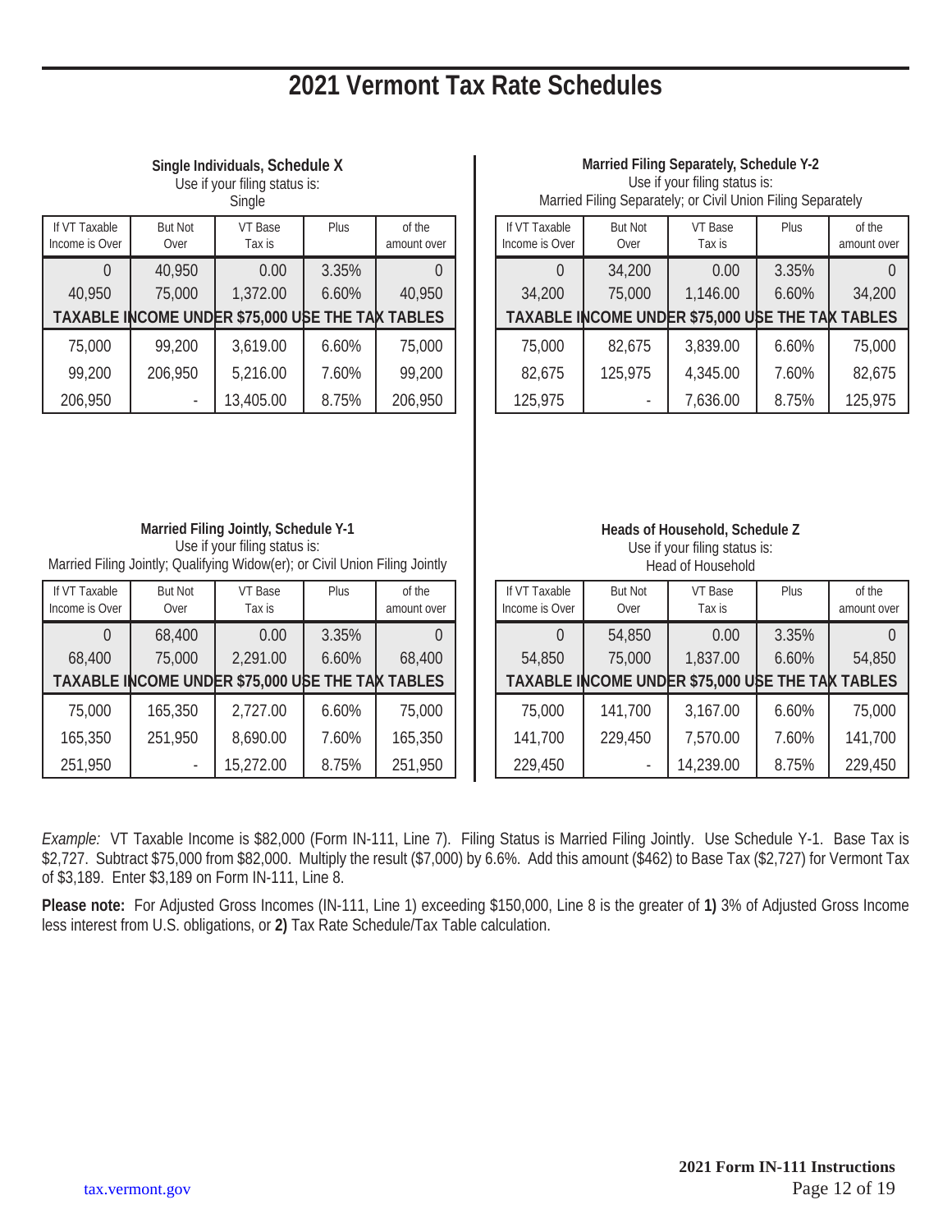# 2021 Vermont Tax Rate Schedules

### Single Individuals, Schedule X

Use if your filing status is:
Single

| If VT Taxable Income is Over | But Not Over | VT Base Tax is | Plus | of the amount over |
|---|---|---|---|---|
| 0 | 40,950 | 0.00 | 3.35% | 0 |
| 40,950 | 75,000 | 1,372.00 | 6.60% | 40,950 |
| **TAXABLE INCOME UNDER $75,000 USE THE TAX TABLES** | | | | |
| 75,000 | 99,200 | 3,619.00 | 6.60% | 75,000 |
| 99,200 | 206,950 | 5,216.00 | 7.60% | 99,200 |
| 206,950 | - | 13,405.00 | 8.75% | 206,950 |

### Married Filing Separately, Schedule Y-2

Use if your filing status is:
Married Filing Separately; or Civil Union Filing Separately

| If VT Taxable Income is Over | But Not Over | VT Base Tax is | Plus | of the amount over |
|---|---|---|---|---|
| 0 | 34,200 | 0.00 | 3.35% | 0 |
| 34,200 | 75,000 | 1,146.00 | 6.60% | 34,200 |
| **TAXABLE INCOME UNDER $75,000 USE THE TAX TABLES** | | | | |
| 75,000 | 82,675 | 3,839.00 | 6.60% | 75,000 |
| 82,675 | 125,975 | 4,345.00 | 7.60% | 82,675 |
| 125,975 | - | 7,636.00 | 8.75% | 125,975 |

### Married Filing Jointly, Schedule Y-1

Use if your filing status is:
Married Filing Jointly; Qualifying Widow(er); or Civil Union Filing Jointly

| If VT Taxable Income is Over | But Not Over | VT Base Tax is | Plus | of the amount over |
|---|---|---|---|---|
| 0 | 68,400 | 0.00 | 3.35% | 0 |
| 68,400 | 75,000 | 2,291.00 | 6.60% | 68,400 |
| **TAXABLE INCOME UNDER $75,000 USE THE TAX TABLES** | | | | |
| 75,000 | 165,350 | 2,727.00 | 6.60% | 75,000 |
| 165,350 | 251,950 | 8,690.00 | 7.60% | 165,350 |
| 251,950 | - | 15,272.00 | 8.75% | 251,950 |

### Heads of Household, Schedule Z

Use if your filing status is:
Head of Household

| If VT Taxable Income is Over | But Not Over | VT Base Tax is | Plus | of the amount over |
|---|---|---|---|---|
| 0 | 54,850 | 0.00 | 3.35% | 0 |
| 54,850 | 75,000 | 1,837.00 | 6.60% | 54,850 |
| **TAXABLE INCOME UNDER $75,000 USE THE TAX TABLES** | | | | |
| 75,000 | 141,700 | 3,167.00 | 6.60% | 75,000 |
| 141,700 | 229,450 | 7,570.00 | 7.60% | 141,700 |
| 229,450 | - | 14,239.00 | 8.75% | 229,450 |

*Example:* VT Taxable Income is $82,000 (Form IN-111, Line 7). Filing Status is Married Filing Jointly. Use Schedule Y-1. Base Tax is $2,727. Subtract $75,000 from $82,000. Multiply the result ($7,000) by 6.6%. Add this amount ($462) to Base Tax ($2,727) for Vermont Tax of $3,189. Enter $3,189 on Form IN-111, Line 8.

**Please note:** For Adjusted Gross Incomes (IN-111, Line 1) exceeding $150,000, Line 8 is the greater of **1)** 3% of Adjusted Gross Income less interest from U.S. obligations, or **2)** Tax Rate Schedule/Tax Table calculation.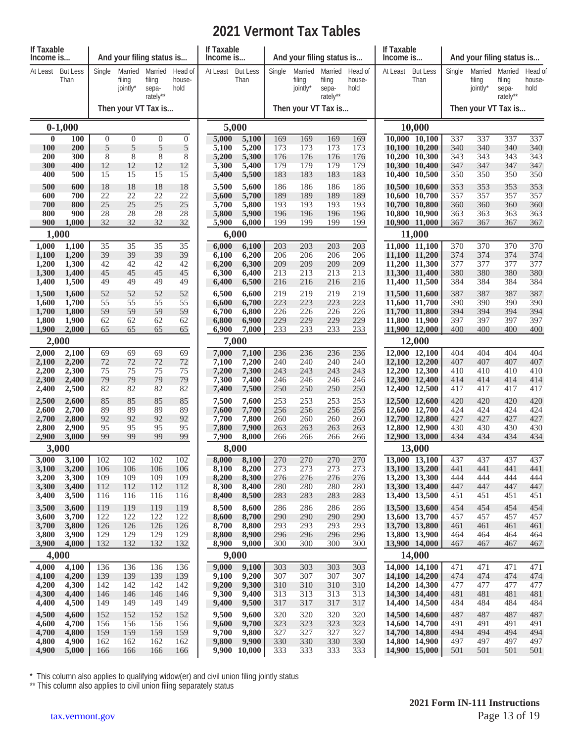# 2021 Vermont Tax Tables

| If Taxable Income is... | | And your filing status is... | | | |
|---|---|---|---|---|---|
| At Least | But Less Than | Single | Married filing jointly* | Married filing separately** | Head of household |
| | | Then your VT Tax is... | | | |
| **0-1,000** | | | | | |
| 0 | 100 | 0 | 0 | 0 | 0 |
| 100 | 200 | 5 | 5 | 5 | 5 |
| 200 | 300 | 8 | 8 | 8 | 8 |
| 300 | 400 | 12 | 12 | 12 | 12 |
| 400 | 500 | 15 | 15 | 15 | 15 |
| 500 | 600 | 18 | 18 | 18 | 18 |
| 600 | 700 | 22 | 22 | 22 | 22 |
| 700 | 800 | 25 | 25 | 25 | 25 |
| 800 | 900 | 28 | 28 | 28 | 28 |
| 900 | 1,000 | 32 | 32 | 32 | 32 |
| **1,000** | | | | | |
| 1,000 | 1,100 | 35 | 35 | 35 | 35 |
| 1,100 | 1,200 | 39 | 39 | 39 | 39 |
| 1,200 | 1,300 | 42 | 42 | 42 | 42 |
| 1,300 | 1,400 | 45 | 45 | 45 | 45 |
| 1,400 | 1,500 | 49 | 49 | 49 | 49 |
| 1,500 | 1,600 | 52 | 52 | 52 | 52 |
| 1,600 | 1,700 | 55 | 55 | 55 | 55 |
| 1,700 | 1,800 | 59 | 59 | 59 | 59 |
| 1,800 | 1,900 | 62 | 62 | 62 | 62 |
| 1,900 | 2,000 | 65 | 65 | 65 | 65 |
| **2,000** | | | | | |
| 2,000 | 2,100 | 69 | 69 | 69 | 69 |
| 2,100 | 2,200 | 72 | 72 | 72 | 72 |
| 2,200 | 2,300 | 75 | 75 | 75 | 75 |
| 2,300 | 2,400 | 79 | 79 | 79 | 79 |
| 2,400 | 2,500 | 82 | 82 | 82 | 82 |
| 2,500 | 2,600 | 85 | 85 | 85 | 85 |
| 2,600 | 2,700 | 89 | 89 | 89 | 89 |
| 2,700 | 2,800 | 92 | 92 | 92 | 92 |
| 2,800 | 2,900 | 95 | 95 | 95 | 95 |
| 2,900 | 3,000 | 99 | 99 | 99 | 99 |
| **3,000** | | | | | |
| 3,000 | 3,100 | 102 | 102 | 102 | 102 |
| 3,100 | 3,200 | 106 | 106 | 106 | 106 |
| 3,200 | 3,300 | 109 | 109 | 109 | 109 |
| 3,300 | 3,400 | 112 | 112 | 112 | 112 |
| 3,400 | 3,500 | 116 | 116 | 116 | 116 |
| 3,500 | 3,600 | 119 | 119 | 119 | 119 |
| 3,600 | 3,700 | 122 | 122 | 122 | 122 |
| 3,700 | 3,800 | 126 | 126 | 126 | 126 |
| 3,800 | 3,900 | 129 | 129 | 129 | 129 |
| 3,900 | 4,000 | 132 | 132 | 132 | 132 |
| **4,000** | | | | | |
| 4,000 | 4,100 | 136 | 136 | 136 | 136 |
| 4,100 | 4,200 | 139 | 139 | 139 | 139 |
| 4,200 | 4,300 | 142 | 142 | 142 | 142 |
| 4,300 | 4,400 | 146 | 146 | 146 | 146 |
| 4,400 | 4,500 | 149 | 149 | 149 | 149 |
| 4,500 | 4,600 | 152 | 152 | 152 | 152 |
| 4,600 | 4,700 | 156 | 156 | 156 | 156 |
| 4,700 | 4,800 | 159 | 159 | 159 | 159 |
| 4,800 | 4,900 | 162 | 162 | 162 | 162 |
| 4,900 | 5,000 | 166 | 166 | 166 | 166 |
| **5,000** | | | | | |
| 5,000 | 5,100 | 169 | 169 | 169 | 169 |
| 5,100 | 5,200 | 173 | 173 | 173 | 173 |
| 5,200 | 5,300 | 176 | 176 | 176 | 176 |
| 5,300 | 5,400 | 179 | 179 | 179 | 179 |
| 5,400 | 5,500 | 183 | 183 | 183 | 183 |
| 5,500 | 5,600 | 186 | 186 | 186 | 186 |
| 5,600 | 5,700 | 189 | 189 | 189 | 189 |
| 5,700 | 5,800 | 193 | 193 | 193 | 193 |
| 5,800 | 5,900 | 196 | 196 | 196 | 196 |
| 5,900 | 6,000 | 199 | 199 | 199 | 199 |
| **6,000** | | | | | |
| 6,000 | 6,100 | 203 | 203 | 203 | 203 |
| 6,100 | 6,200 | 206 | 206 | 206 | 206 |
| 6,200 | 6,300 | 209 | 209 | 209 | 209 |
| 6,300 | 6,400 | 213 | 213 | 213 | 213 |
| 6,400 | 6,500 | 216 | 216 | 216 | 216 |
| 6,500 | 6,600 | 219 | 219 | 219 | 219 |
| 6,600 | 6,700 | 223 | 223 | 223 | 223 |
| 6,700 | 6,800 | 226 | 226 | 226 | 226 |
| 6,800 | 6,900 | 229 | 229 | 229 | 229 |
| 6,900 | 7,000 | 233 | 233 | 233 | 233 |
| **7,000** | | | | | |
| 7,000 | 7,100 | 236 | 236 | 236 | 236 |
| 7,100 | 7,200 | 240 | 240 | 240 | 240 |
| 7,200 | 7,300 | 243 | 243 | 243 | 243 |
| 7,300 | 7,400 | 246 | 246 | 246 | 246 |
| 7,400 | 7,500 | 250 | 250 | 250 | 250 |
| 7,500 | 7,600 | 253 | 253 | 253 | 253 |
| 7,600 | 7,700 | 256 | 256 | 256 | 256 |
| 7,700 | 7,800 | 260 | 260 | 260 | 260 |
| 7,800 | 7,900 | 263 | 263 | 263 | 263 |
| 7,900 | 8,000 | 266 | 266 | 266 | 266 |
| **8,000** | | | | | |
| 8,000 | 8,100 | 270 | 270 | 270 | 270 |
| 8,100 | 8,200 | 273 | 273 | 273 | 273 |
| 8,200 | 8,300 | 276 | 276 | 276 | 276 |
| 8,300 | 8,400 | 280 | 280 | 280 | 280 |
| 8,400 | 8,500 | 283 | 283 | 283 | 283 |
| 8,500 | 8,600 | 286 | 286 | 286 | 286 |
| 8,600 | 8,700 | 290 | 290 | 290 | 290 |
| 8,700 | 8,800 | 293 | 293 | 293 | 293 |
| 8,800 | 8,900 | 296 | 296 | 296 | 296 |
| 8,900 | 9,000 | 300 | 300 | 300 | 300 |
| **9,000** | | | | | |
| 9,000 | 9,100 | 303 | 303 | 303 | 303 |
| 9,100 | 9,200 | 307 | 307 | 307 | 307 |
| 9,200 | 9,300 | 310 | 310 | 310 | 310 |
| 9,300 | 9,400 | 313 | 313 | 313 | 313 |
| 9,400 | 9,500 | 317 | 317 | 317 | 317 |
| 9,500 | 9,600 | 320 | 320 | 320 | 320 |
| 9,600 | 9,700 | 323 | 323 | 323 | 323 |
| 9,700 | 9,800 | 327 | 327 | 327 | 327 |
| 9,800 | 9,900 | 330 | 330 | 330 | 330 |
| 9,900 | 10,000 | 333 | 333 | 333 | 333 |
| **10,000** | | | | | |
| 10,000 | 10,100 | 337 | 337 | 337 | 337 |
| 10,100 | 10,200 | 340 | 340 | 340 | 340 |
| 10,200 | 10,300 | 343 | 343 | 343 | 343 |
| 10,300 | 10,400 | 347 | 347 | 347 | 347 |
| 10,400 | 10,500 | 350 | 350 | 350 | 350 |
| 10,500 | 10,600 | 353 | 353 | 353 | 353 |
| 10,600 | 10,700 | 357 | 357 | 357 | 357 |
| 10,700 | 10,800 | 360 | 360 | 360 | 360 |
| 10,800 | 10,900 | 363 | 363 | 363 | 363 |
| 10,900 | 11,000 | 367 | 367 | 367 | 367 |
| **11,000** | | | | | |
| 11,000 | 11,100 | 370 | 370 | 370 | 370 |
| 11,100 | 11,200 | 374 | 374 | 374 | 374 |
| 11,200 | 11,300 | 377 | 377 | 377 | 377 |
| 11,300 | 11,400 | 380 | 380 | 380 | 380 |
| 11,400 | 11,500 | 384 | 384 | 384 | 384 |
| 11,500 | 11,600 | 387 | 387 | 387 | 387 |
| 11,600 | 11,700 | 390 | 390 | 390 | 390 |
| 11,700 | 11,800 | 394 | 394 | 394 | 394 |
| 11,800 | 11,900 | 397 | 397 | 397 | 397 |
| 11,900 | 12,000 | 400 | 400 | 400 | 400 |
| **12,000** | | | | | |
| 12,000 | 12,100 | 404 | 404 | 404 | 404 |
| 12,100 | 12,200 | 407 | 407 | 407 | 407 |
| 12,200 | 12,300 | 410 | 410 | 410 | 410 |
| 12,300 | 12,400 | 414 | 414 | 414 | 414 |
| 12,400 | 12,500 | 417 | 417 | 417 | 417 |
| 12,500 | 12,600 | 420 | 420 | 420 | 420 |
| 12,600 | 12,700 | 424 | 424 | 424 | 424 |
| 12,700 | 12,800 | 427 | 427 | 427 | 427 |
| 12,800 | 12,900 | 430 | 430 | 430 | 430 |
| 12,900 | 13,000 | 434 | 434 | 434 | 434 |
| **13,000** | | | | | |
| 13,000 | 13,100 | 437 | 437 | 437 | 437 |
| 13,100 | 13,200 | 441 | 441 | 441 | 441 |
| 13,200 | 13,300 | 444 | 444 | 444 | 444 |
| 13,300 | 13,400 | 447 | 447 | 447 | 447 |
| 13,400 | 13,500 | 451 | 451 | 451 | 451 |
| 13,500 | 13,600 | 454 | 454 | 454 | 454 |
| 13,600 | 13,700 | 457 | 457 | 457 | 457 |
| 13,700 | 13,800 | 461 | 461 | 461 | 461 |
| 13,800 | 13,900 | 464 | 464 | 464 | 464 |
| 13,900 | 14,000 | 467 | 467 | 467 | 467 |
| **14,000** | | | | | |
| 14,000 | 14,100 | 471 | 471 | 471 | 471 |
| 14,100 | 14,200 | 474 | 474 | 474 | 474 |
| 14,200 | 14,300 | 477 | 477 | 477 | 477 |
| 14,300 | 14,400 | 481 | 481 | 481 | 481 |
| 14,400 | 14,500 | 484 | 484 | 484 | 484 |
| 14,500 | 14,600 | 487 | 487 | 487 | 487 |
| 14,600 | 14,700 | 491 | 491 | 491 | 491 |
| 14,700 | 14,800 | 494 | 494 | 494 | 494 |
| 14,800 | 14,900 | 497 | 497 | 497 | 497 |
| 14,900 | 15,000 | 501 | 501 | 501 | 501 |

\* This column also applies to qualifying widow(er) and civil union filing jointly status

** This column also applies to civil union filing separately status

tax.vermont.gov

**2021 Form IN-111 Instructions**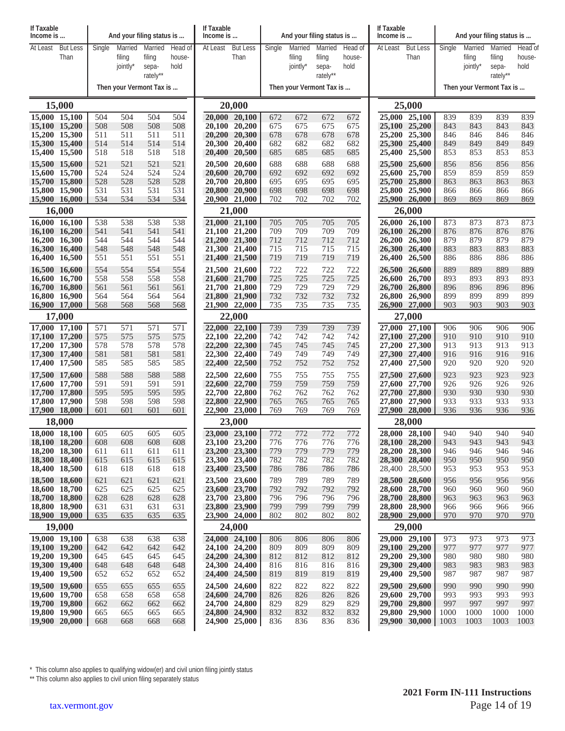| If Taxable Income is ... | | And your filing status is ... | | | |
|---|---|---|---|---|---|
| At Least | But Less Than | Single | Married filing jointly* | Married filing sepa-rately** | Head of house-hold |
| | | Then your Vermont Tax is ... | | | |
| **15,000** | | | | | |
| 15,000 | 15,100 | 504 | 504 | 504 | 504 |
| 15,100 | 15,200 | 508 | 508 | 508 | 508 |
| 15,200 | 15,300 | 511 | 511 | 511 | 511 |
| 15,300 | 15,400 | 514 | 514 | 514 | 514 |
| 15,400 | 15,500 | 518 | 518 | 518 | 518 |
| 15,500 | 15,600 | 521 | 521 | 521 | 521 |
| 15,600 | 15,700 | 524 | 524 | 524 | 524 |
| 15,700 | 15,800 | 528 | 528 | 528 | 528 |
| 15,800 | 15,900 | 531 | 531 | 531 | 531 |
| 15,900 | 16,000 | 534 | 534 | 534 | 534 |
| **16,000** | | | | | |
| 16,000 | 16,100 | 538 | 538 | 538 | 538 |
| 16,100 | 16,200 | 541 | 541 | 541 | 541 |
| 16,200 | 16,300 | 544 | 544 | 544 | 544 |
| 16,300 | 16,400 | 548 | 548 | 548 | 548 |
| 16,400 | 16,500 | 551 | 551 | 551 | 551 |
| 16,500 | 16,600 | 554 | 554 | 554 | 554 |
| 16,600 | 16,700 | 558 | 558 | 558 | 558 |
| 16,700 | 16,800 | 561 | 561 | 561 | 561 |
| 16,800 | 16,900 | 564 | 564 | 564 | 564 |
| 16,900 | 17,000 | 568 | 568 | 568 | 568 |
| **17,000** | | | | | |
| 17,000 | 17,100 | 571 | 571 | 571 | 571 |
| 17,100 | 17,200 | 575 | 575 | 575 | 575 |
| 17,200 | 17,300 | 578 | 578 | 578 | 578 |
| 17,300 | 17,400 | 581 | 581 | 581 | 581 |
| 17,400 | 17,500 | 585 | 585 | 585 | 585 |
| 17,500 | 17,600 | 588 | 588 | 588 | 588 |
| 17,600 | 17,700 | 591 | 591 | 591 | 591 |
| 17,700 | 17,800 | 595 | 595 | 595 | 595 |
| 17,800 | 17,900 | 598 | 598 | 598 | 598 |
| 17,900 | 18,000 | 601 | 601 | 601 | 601 |
| **18,000** | | | | | |
| 18,000 | 18,100 | 605 | 605 | 605 | 605 |
| 18,100 | 18,200 | 608 | 608 | 608 | 608 |
| 18,200 | 18,300 | 611 | 611 | 611 | 611 |
| 18,300 | 18,400 | 615 | 615 | 615 | 615 |
| 18,400 | 18,500 | 618 | 618 | 618 | 618 |
| 18,500 | 18,600 | 621 | 621 | 621 | 621 |
| 18,600 | 18,700 | 625 | 625 | 625 | 625 |
| 18,700 | 18,800 | 628 | 628 | 628 | 628 |
| 18,800 | 18,900 | 631 | 631 | 631 | 631 |
| 18,900 | 19,000 | 635 | 635 | 635 | 635 |
| **19,000** | | | | | |
| 19,000 | 19,100 | 638 | 638 | 638 | 638 |
| 19,100 | 19,200 | 642 | 642 | 642 | 642 |
| 19,200 | 19,300 | 645 | 645 | 645 | 645 |
| 19,300 | 19,400 | 648 | 648 | 648 | 648 |
| 19,400 | 19,500 | 652 | 652 | 652 | 652 |
| 19,500 | 19,600 | 655 | 655 | 655 | 655 |
| 19,600 | 19,700 | 658 | 658 | 658 | 658 |
| 19,700 | 19,800 | 662 | 662 | 662 | 662 |
| 19,800 | 19,900 | 665 | 665 | 665 | 665 |
| 19,900 | 20,000 | 668 | 668 | 668 | 668 |
| **20,000** | | | | | |
| 20,000 | 20,100 | 672 | 672 | 672 | 672 |
| 20,100 | 20,200 | 675 | 675 | 675 | 675 |
| 20,200 | 20,300 | 678 | 678 | 678 | 678 |
| 20,300 | 20,400 | 682 | 682 | 682 | 682 |
| 20,400 | 20,500 | 685 | 685 | 685 | 685 |
| 20,500 | 20,600 | 688 | 688 | 688 | 688 |
| 20,600 | 20,700 | 692 | 692 | 692 | 692 |
| 20,700 | 20,800 | 695 | 695 | 695 | 695 |
| 20,800 | 20,900 | 698 | 698 | 698 | 698 |
| 20,900 | 21,000 | 702 | 702 | 702 | 702 |
| **21,000** | | | | | |
| 21,000 | 21,100 | 705 | 705 | 705 | 705 |
| 21,100 | 21,200 | 709 | 709 | 709 | 709 |
| 21,200 | 21,300 | 712 | 712 | 712 | 712 |
| 21,300 | 21,400 | 715 | 715 | 715 | 715 |
| 21,400 | 21,500 | 719 | 719 | 719 | 719 |
| 21,500 | 21,600 | 722 | 722 | 722 | 722 |
| 21,600 | 21,700 | 725 | 725 | 725 | 725 |
| 21,700 | 21,800 | 729 | 729 | 729 | 729 |
| 21,800 | 21,900 | 732 | 732 | 732 | 732 |
| 21,900 | 22,000 | 735 | 735 | 735 | 735 |
| **22,000** | | | | | |
| 22,000 | 22,100 | 739 | 739 | 739 | 739 |
| 22,100 | 22,200 | 742 | 742 | 742 | 742 |
| 22,200 | 22,300 | 745 | 745 | 745 | 745 |
| 22,300 | 22,400 | 749 | 749 | 749 | 749 |
| 22,400 | 22,500 | 752 | 752 | 752 | 752 |
| 22,500 | 22,600 | 755 | 755 | 755 | 755 |
| 22,600 | 22,700 | 759 | 759 | 759 | 759 |
| 22,700 | 22,800 | 762 | 762 | 762 | 762 |
| 22,800 | 22,900 | 765 | 765 | 765 | 765 |
| 22,900 | 23,000 | 769 | 769 | 769 | 769 |
| **23,000** | | | | | |
| 23,000 | 23,100 | 772 | 772 | 772 | 772 |
| 23,100 | 23,200 | 776 | 776 | 776 | 776 |
| 23,200 | 23,300 | 779 | 779 | 779 | 779 |
| 23,300 | 23,400 | 782 | 782 | 782 | 782 |
| 23,400 | 23,500 | 786 | 786 | 786 | 786 |
| 23,500 | 23,600 | 789 | 789 | 789 | 789 |
| 23,600 | 23,700 | 792 | 792 | 792 | 792 |
| 23,700 | 23,800 | 796 | 796 | 796 | 796 |
| 23,800 | 23,900 | 799 | 799 | 799 | 799 |
| 23,900 | 24,000 | 802 | 802 | 802 | 802 |
| **24,000** | | | | | |
| 24,000 | 24,100 | 806 | 806 | 806 | 806 |
| 24,100 | 24,200 | 809 | 809 | 809 | 809 |
| 24,200 | 24,300 | 812 | 812 | 812 | 812 |
| 24,300 | 24,400 | 816 | 816 | 816 | 816 |
| 24,400 | 24,500 | 819 | 819 | 819 | 819 |
| 24,500 | 24,600 | 822 | 822 | 822 | 822 |
| 24,600 | 24,700 | 826 | 826 | 826 | 826 |
| 24,700 | 24,800 | 829 | 829 | 829 | 829 |
| 24,800 | 24,900 | 832 | 832 | 832 | 832 |
| 24,900 | 25,000 | 836 | 836 | 836 | 836 |
| **25,000** | | | | | |
| 25,000 | 25,100 | 839 | 839 | 839 | 839 |
| 25,100 | 25,200 | 843 | 843 | 843 | 843 |
| 25,200 | 25,300 | 846 | 846 | 846 | 846 |
| 25,300 | 25,400 | 849 | 849 | 849 | 849 |
| 25,400 | 25,500 | 853 | 853 | 853 | 853 |
| 25,500 | 25,600 | 856 | 856 | 856 | 856 |
| 25,600 | 25,700 | 859 | 859 | 859 | 859 |
| 25,700 | 25,800 | 863 | 863 | 863 | 863 |
| 25,800 | 25,900 | 866 | 866 | 866 | 866 |
| 25,900 | 26,000 | 869 | 869 | 869 | 869 |
| **26,000** | | | | | |
| 26,000 | 26,100 | 873 | 873 | 873 | 873 |
| 26,100 | 26,200 | 876 | 876 | 876 | 876 |
| 26,200 | 26,300 | 879 | 879 | 879 | 879 |
| 26,300 | 26,400 | 883 | 883 | 883 | 883 |
| 26,400 | 26,500 | 886 | 886 | 886 | 886 |
| 26,500 | 26,600 | 889 | 889 | 889 | 889 |
| 26,600 | 26,700 | 893 | 893 | 893 | 893 |
| 26,700 | 26,800 | 896 | 896 | 896 | 896 |
| 26,800 | 26,900 | 899 | 899 | 899 | 899 |
| 26,900 | 27,000 | 903 | 903 | 903 | 903 |
| **27,000** | | | | | |
| 27,000 | 27,100 | 906 | 906 | 906 | 906 |
| 27,100 | 27,200 | 910 | 910 | 910 | 910 |
| 27,200 | 27,300 | 913 | 913 | 913 | 913 |
| 27,300 | 27,400 | 916 | 916 | 916 | 916 |
| 27,400 | 27,500 | 920 | 920 | 920 | 920 |
| 27,500 | 27,600 | 923 | 923 | 923 | 923 |
| 27,600 | 27,700 | 926 | 926 | 926 | 926 |
| 27,700 | 27,800 | 930 | 930 | 930 | 930 |
| 27,800 | 27,900 | 933 | 933 | 933 | 933 |
| 27,900 | 28,000 | 936 | 936 | 936 | 936 |
| **28,000** | | | | | |
| 28,000 | 28,100 | 940 | 940 | 940 | 940 |
| 28,100 | 28,200 | 943 | 943 | 943 | 943 |
| 28,200 | 28,300 | 946 | 946 | 946 | 946 |
| 28,300 | 28,400 | 950 | 950 | 950 | 950 |
| 28,400 | 28,500 | 953 | 953 | 953 | 953 |
| 28,500 | 28,600 | 956 | 956 | 956 | 956 |
| 28,600 | 28,700 | 960 | 960 | 960 | 960 |
| 28,700 | 28,800 | 963 | 963 | 963 | 963 |
| 28,800 | 28,900 | 966 | 966 | 966 | 966 |
| 28,900 | 29,000 | 970 | 970 | 970 | 970 |
| **29,000** | | | | | |
| 29,000 | 29,100 | 973 | 973 | 973 | 973 |
| 29,100 | 29,200 | 977 | 977 | 977 | 977 |
| 29,200 | 29,300 | 980 | 980 | 980 | 980 |
| 29,300 | 29,400 | 983 | 983 | 983 | 983 |
| 29,400 | 29,500 | 987 | 987 | 987 | 987 |
| 29,500 | 29,600 | 990 | 990 | 990 | 990 |
| 29,600 | 29,700 | 993 | 993 | 993 | 993 |
| 29,700 | 29,800 | 997 | 997 | 997 | 997 |
| 29,800 | 29,900 | 1000 | 1000 | 1000 | 1000 |
| 29,900 | 30,000 | 1003 | 1003 | 1003 | 1003 |

\* This column also applies to qualifying widow(er) and civil union filing jointly status

** This column also applies to civil union filing separately status

2021 Form IN-111 Instructions

tax.vermont.gov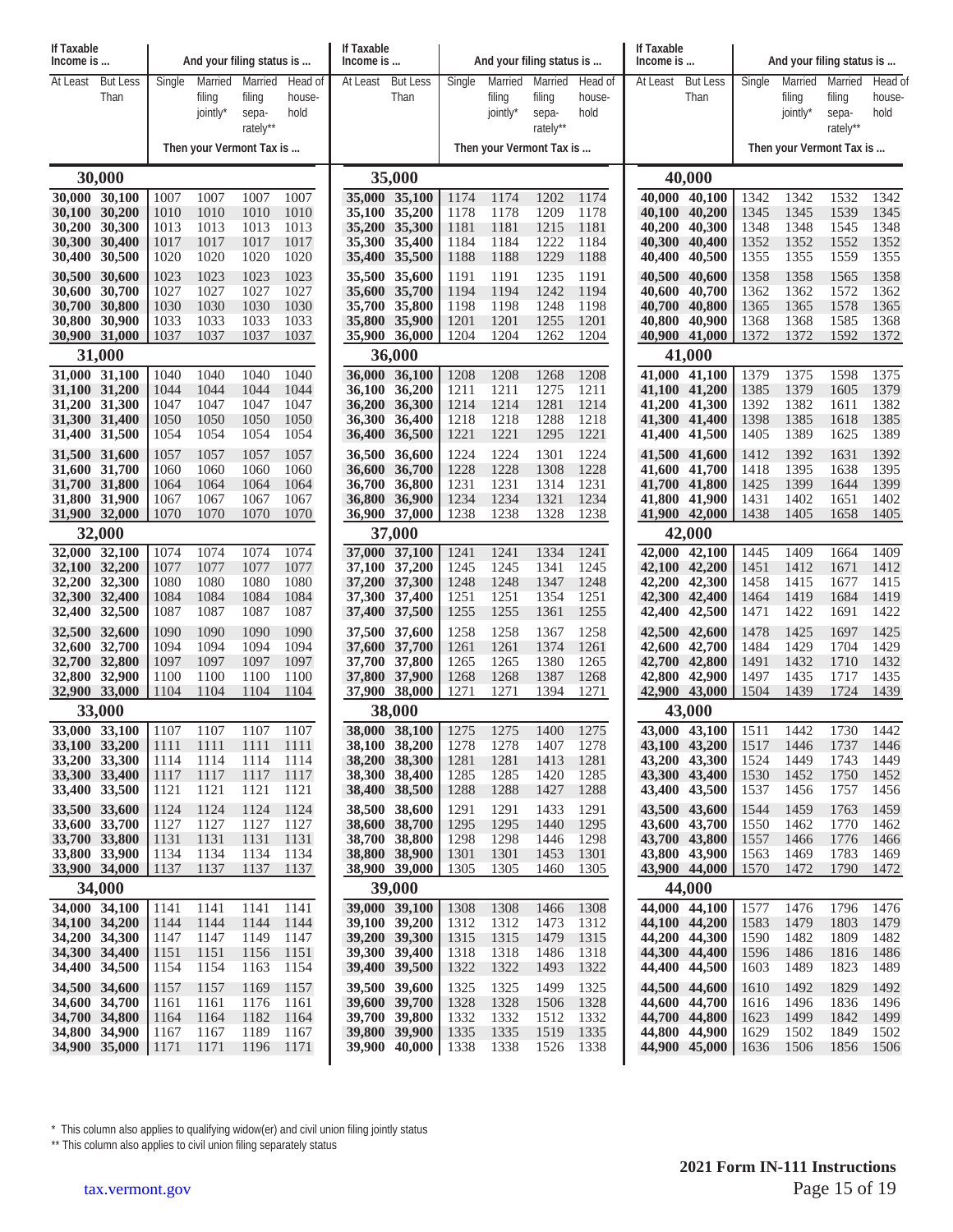| If Taxable Income is ... | | And your filing status is ... | | | |
|---|---|---|---|---|---|
| At Least | But Less Than | Single | Married filing jointly* | Married filing separately** | Head of household |
| | | Then your Vermont Tax is ... | | | |
| **30,000** | | | | | |
| 30,000 | 30,100 | 1007 | 1007 | 1007 | 1007 |
| 30,100 | 30,200 | 1010 | 1010 | 1010 | 1010 |
| 30,200 | 30,300 | 1013 | 1013 | 1013 | 1013 |
| 30,300 | 30,400 | 1017 | 1017 | 1017 | 1017 |
| 30,400 | 30,500 | 1020 | 1020 | 1020 | 1020 |
| 30,500 | 30,600 | 1023 | 1023 | 1023 | 1023 |
| 30,600 | 30,700 | 1027 | 1027 | 1027 | 1027 |
| 30,700 | 30,800 | 1030 | 1030 | 1030 | 1030 |
| 30,800 | 30,900 | 1033 | 1033 | 1033 | 1033 |
| 30,900 | 31,000 | 1037 | 1037 | 1037 | 1037 |
| **31,000** | | | | | |
| 31,000 | 31,100 | 1040 | 1040 | 1040 | 1040 |
| 31,100 | 31,200 | 1044 | 1044 | 1044 | 1044 |
| 31,200 | 31,300 | 1047 | 1047 | 1047 | 1047 |
| 31,300 | 31,400 | 1050 | 1050 | 1050 | 1050 |
| 31,400 | 31,500 | 1054 | 1054 | 1054 | 1054 |
| 31,500 | 31,600 | 1057 | 1057 | 1057 | 1057 |
| 31,600 | 31,700 | 1060 | 1060 | 1060 | 1060 |
| 31,700 | 31,800 | 1064 | 1064 | 1064 | 1064 |
| 31,800 | 31,900 | 1067 | 1067 | 1067 | 1067 |
| 31,900 | 32,000 | 1070 | 1070 | 1070 | 1070 |
| **32,000** | | | | | |
| 32,000 | 32,100 | 1074 | 1074 | 1074 | 1074 |
| 32,100 | 32,200 | 1077 | 1077 | 1077 | 1077 |
| 32,200 | 32,300 | 1080 | 1080 | 1080 | 1080 |
| 32,300 | 32,400 | 1084 | 1084 | 1084 | 1084 |
| 32,400 | 32,500 | 1087 | 1087 | 1087 | 1087 |
| 32,500 | 32,600 | 1090 | 1090 | 1090 | 1090 |
| 32,600 | 32,700 | 1094 | 1094 | 1094 | 1094 |
| 32,700 | 32,800 | 1097 | 1097 | 1097 | 1097 |
| 32,800 | 32,900 | 1100 | 1100 | 1100 | 1100 |
| 32,900 | 33,000 | 1104 | 1104 | 1104 | 1104 |
| **33,000** | | | | | |
| 33,000 | 33,100 | 1107 | 1107 | 1107 | 1107 |
| 33,100 | 33,200 | 1111 | 1111 | 1111 | 1111 |
| 33,200 | 33,300 | 1114 | 1114 | 1114 | 1114 |
| 33,300 | 33,400 | 1117 | 1117 | 1117 | 1117 |
| 33,400 | 33,500 | 1121 | 1121 | 1121 | 1121 |
| 33,500 | 33,600 | 1124 | 1124 | 1124 | 1124 |
| 33,600 | 33,700 | 1127 | 1127 | 1127 | 1127 |
| 33,700 | 33,800 | 1131 | 1131 | 1131 | 1131 |
| 33,800 | 33,900 | 1134 | 1134 | 1134 | 1134 |
| 33,900 | 34,000 | 1137 | 1137 | 1137 | 1137 |
| **34,000** | | | | | |
| 34,000 | 34,100 | 1141 | 1141 | 1141 | 1141 |
| 34,100 | 34,200 | 1144 | 1144 | 1144 | 1144 |
| 34,200 | 34,300 | 1147 | 1147 | 1149 | 1147 |
| 34,300 | 34,400 | 1151 | 1151 | 1156 | 1151 |
| 34,400 | 34,500 | 1154 | 1154 | 1163 | 1154 |
| 34,500 | 34,600 | 1157 | 1157 | 1169 | 1157 |
| 34,600 | 34,700 | 1161 | 1161 | 1176 | 1161 |
| 34,700 | 34,800 | 1164 | 1164 | 1182 | 1164 |
| 34,800 | 34,900 | 1167 | 1167 | 1189 | 1167 |
| 34,900 | 35,000 | 1171 | 1171 | 1196 | 1171 |
| **35,000** | | | | | |
| 35,000 | 35,100 | 1174 | 1174 | 1202 | 1174 |
| 35,100 | 35,200 | 1178 | 1178 | 1209 | 1178 |
| 35,200 | 35,300 | 1181 | 1181 | 1215 | 1181 |
| 35,300 | 35,400 | 1184 | 1184 | 1222 | 1184 |
| 35,400 | 35,500 | 1188 | 1188 | 1229 | 1188 |
| 35,500 | 35,600 | 1191 | 1191 | 1235 | 1191 |
| 35,600 | 35,700 | 1194 | 1194 | 1242 | 1194 |
| 35,700 | 35,800 | 1198 | 1198 | 1248 | 1198 |
| 35,800 | 35,900 | 1201 | 1201 | 1255 | 1201 |
| 35,900 | 36,000 | 1204 | 1204 | 1262 | 1204 |
| **36,000** | | | | | |
| 36,000 | 36,100 | 1208 | 1208 | 1268 | 1208 |
| 36,100 | 36,200 | 1211 | 1211 | 1275 | 1211 |
| 36,200 | 36,300 | 1214 | 1214 | 1281 | 1214 |
| 36,300 | 36,400 | 1218 | 1218 | 1288 | 1218 |
| 36,400 | 36,500 | 1221 | 1221 | 1295 | 1221 |
| 36,500 | 36,600 | 1224 | 1224 | 1301 | 1224 |
| 36,600 | 36,700 | 1228 | 1228 | 1308 | 1228 |
| 36,700 | 36,800 | 1231 | 1231 | 1314 | 1231 |
| 36,800 | 36,900 | 1234 | 1234 | 1321 | 1234 |
| 36,900 | 37,000 | 1238 | 1238 | 1328 | 1238 |
| **37,000** | | | | | |
| 37,000 | 37,100 | 1241 | 1241 | 1334 | 1241 |
| 37,100 | 37,200 | 1245 | 1245 | 1341 | 1245 |
| 37,200 | 37,300 | 1248 | 1248 | 1347 | 1248 |
| 37,300 | 37,400 | 1251 | 1251 | 1354 | 1251 |
| 37,400 | 37,500 | 1255 | 1255 | 1361 | 1255 |
| 37,500 | 37,600 | 1258 | 1258 | 1367 | 1258 |
| 37,600 | 37,700 | 1261 | 1261 | 1374 | 1261 |
| 37,700 | 37,800 | 1265 | 1265 | 1380 | 1265 |
| 37,800 | 37,900 | 1268 | 1268 | 1387 | 1268 |
| 37,900 | 38,000 | 1271 | 1271 | 1394 | 1271 |
| **38,000** | | | | | |
| 38,000 | 38,100 | 1275 | 1275 | 1400 | 1275 |
| 38,100 | 38,200 | 1278 | 1278 | 1407 | 1278 |
| 38,200 | 38,300 | 1281 | 1281 | 1413 | 1281 |
| 38,300 | 38,400 | 1285 | 1285 | 1420 | 1285 |
| 38,400 | 38,500 | 1288 | 1288 | 1427 | 1288 |
| 38,500 | 38,600 | 1291 | 1291 | 1433 | 1291 |
| 38,600 | 38,700 | 1295 | 1295 | 1440 | 1295 |
| 38,700 | 38,800 | 1298 | 1298 | 1446 | 1298 |
| 38,800 | 38,900 | 1301 | 1301 | 1453 | 1301 |
| 38,900 | 39,000 | 1305 | 1305 | 1460 | 1305 |
| **39,000** | | | | | |
| 39,000 | 39,100 | 1308 | 1308 | 1466 | 1308 |
| 39,100 | 39,200 | 1312 | 1312 | 1473 | 1312 |
| 39,200 | 39,300 | 1315 | 1315 | 1479 | 1315 |
| 39,300 | 39,400 | 1318 | 1318 | 1486 | 1318 |
| 39,400 | 39,500 | 1322 | 1322 | 1493 | 1322 |
| 39,500 | 39,600 | 1325 | 1325 | 1499 | 1325 |
| 39,600 | 39,700 | 1328 | 1328 | 1506 | 1328 |
| 39,700 | 39,800 | 1332 | 1332 | 1512 | 1332 |
| 39,800 | 39,900 | 1335 | 1335 | 1519 | 1335 |
| 39,900 | 40,000 | 1338 | 1338 | 1526 | 1338 |
| **40,000** | | | | | |
| 40,000 | 40,100 | 1342 | 1342 | 1532 | 1342 |
| 40,100 | 40,200 | 1345 | 1345 | 1539 | 1345 |
| 40,200 | 40,300 | 1348 | 1348 | 1545 | 1348 |
| 40,300 | 40,400 | 1352 | 1352 | 1552 | 1352 |
| 40,400 | 40,500 | 1355 | 1355 | 1559 | 1355 |
| 40,500 | 40,600 | 1358 | 1358 | 1565 | 1358 |
| 40,600 | 40,700 | 1362 | 1362 | 1572 | 1362 |
| 40,700 | 40,800 | 1365 | 1365 | 1578 | 1365 |
| 40,800 | 40,900 | 1368 | 1368 | 1585 | 1368 |
| 40,900 | 41,000 | 1372 | 1372 | 1592 | 1372 |
| **41,000** | | | | | |
| 41,000 | 41,100 | 1379 | 1375 | 1598 | 1375 |
| 41,100 | 41,200 | 1385 | 1379 | 1605 | 1379 |
| 41,200 | 41,300 | 1392 | 1382 | 1611 | 1382 |
| 41,300 | 41,400 | 1398 | 1385 | 1618 | 1385 |
| 41,400 | 41,500 | 1405 | 1389 | 1625 | 1389 |
| 41,500 | 41,600 | 1412 | 1392 | 1631 | 1392 |
| 41,600 | 41,700 | 1418 | 1395 | 1638 | 1395 |
| 41,700 | 41,800 | 1425 | 1399 | 1644 | 1399 |
| 41,800 | 41,900 | 1431 | 1402 | 1651 | 1402 |
| 41,900 | 42,000 | 1438 | 1405 | 1658 | 1405 |
| **42,000** | | | | | |
| 42,000 | 42,100 | 1445 | 1409 | 1664 | 1409 |
| 42,100 | 42,200 | 1451 | 1412 | 1671 | 1412 |
| 42,200 | 42,300 | 1458 | 1415 | 1677 | 1415 |
| 42,300 | 42,400 | 1464 | 1419 | 1684 | 1419 |
| 42,400 | 42,500 | 1471 | 1422 | 1691 | 1422 |
| 42,500 | 42,600 | 1478 | 1425 | 1697 | 1425 |
| 42,600 | 42,700 | 1484 | 1429 | 1704 | 1429 |
| 42,700 | 42,800 | 1491 | 1432 | 1710 | 1432 |
| 42,800 | 42,900 | 1497 | 1435 | 1717 | 1435 |
| 42,900 | 43,000 | 1504 | 1439 | 1724 | 1439 |
| **43,000** | | | | | |
| 43,000 | 43,100 | 1511 | 1442 | 1730 | 1442 |
| 43,100 | 43,200 | 1517 | 1446 | 1737 | 1446 |
| 43,200 | 43,300 | 1524 | 1449 | 1743 | 1449 |
| 43,300 | 43,400 | 1530 | 1452 | 1750 | 1452 |
| 43,400 | 43,500 | 1537 | 1456 | 1757 | 1456 |
| 43,500 | 43,600 | 1544 | 1459 | 1763 | 1459 |
| 43,600 | 43,700 | 1550 | 1462 | 1770 | 1462 |
| 43,700 | 43,800 | 1557 | 1466 | 1776 | 1466 |
| 43,800 | 43,900 | 1563 | 1469 | 1783 | 1469 |
| 43,900 | 44,000 | 1570 | 1472 | 1790 | 1472 |
| **44,000** | | | | | |
| 44,000 | 44,100 | 1577 | 1476 | 1796 | 1476 |
| 44,100 | 44,200 | 1583 | 1479 | 1803 | 1479 |
| 44,200 | 44,300 | 1590 | 1482 | 1809 | 1482 |
| 44,300 | 44,400 | 1596 | 1486 | 1816 | 1486 |
| 44,400 | 44,500 | 1603 | 1489 | 1823 | 1489 |
| 44,500 | 44,600 | 1610 | 1492 | 1829 | 1492 |
| 44,600 | 44,700 | 1616 | 1496 | 1836 | 1496 |
| 44,700 | 44,800 | 1623 | 1499 | 1842 | 1499 |
| 44,800 | 44,900 | 1629 | 1502 | 1849 | 1502 |
| 44,900 | 45,000 | 1636 | 1506 | 1856 | 1506 |

* This column also applies to qualifying widow(er) and civil union filing jointly status

** This column also applies to civil union filing separately status

**2021 Form IN-111 Instructions**

tax.vermont.gov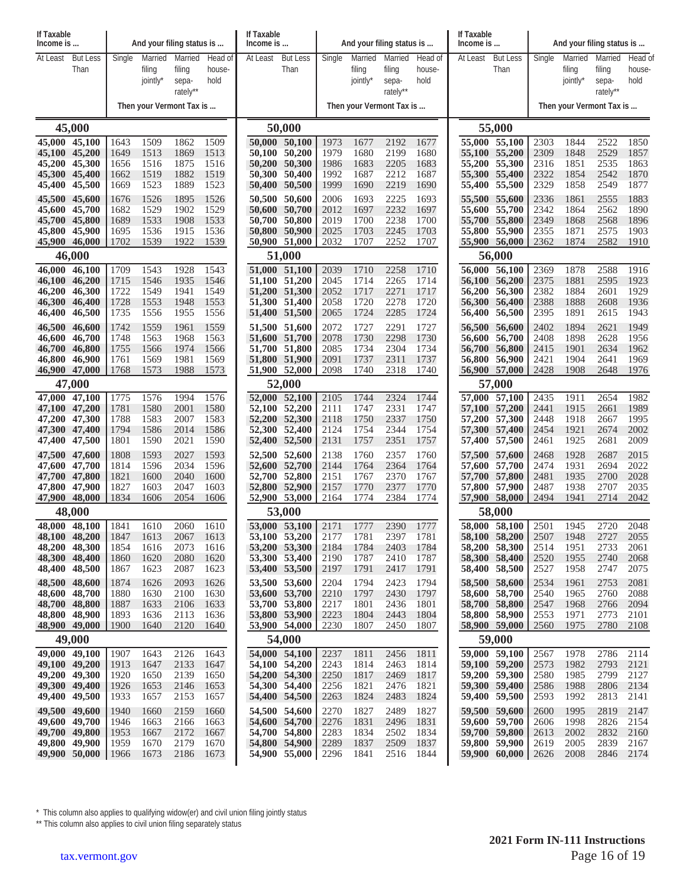| If Taxable Income is ... | | And your filing status is ... | | | |
|---|---|---|---|---|---|
| At Least | But Less Than | Single | Married filing jointly* | Married filing separately** | Head of household |
| | | Then your Vermont Tax is ... | | | |
| **45,000** | | | | | |
| 45,000 | 45,100 | 1643 | 1509 | 1862 | 1509 |
| 45,100 | 45,200 | 1649 | 1513 | 1869 | 1513 |
| 45,200 | 45,300 | 1656 | 1516 | 1875 | 1516 |
| 45,300 | 45,400 | 1662 | 1519 | 1882 | 1519 |
| 45,400 | 45,500 | 1669 | 1523 | 1889 | 1523 |
| 45,500 | 45,600 | 1676 | 1526 | 1895 | 1526 |
| 45,600 | 45,700 | 1682 | 1529 | 1902 | 1529 |
| 45,700 | 45,800 | 1689 | 1533 | 1908 | 1533 |
| 45,800 | 45,900 | 1695 | 1536 | 1915 | 1536 |
| 45,900 | 46,000 | 1702 | 1539 | 1922 | 1539 |
| **46,000** | | | | | |
| 46,000 | 46,100 | 1709 | 1543 | 1928 | 1543 |
| 46,100 | 46,200 | 1715 | 1546 | 1935 | 1546 |
| 46,200 | 46,300 | 1722 | 1549 | 1941 | 1549 |
| 46,300 | 46,400 | 1728 | 1553 | 1948 | 1553 |
| 46,400 | 46,500 | 1735 | 1556 | 1955 | 1556 |
| 46,500 | 46,600 | 1742 | 1559 | 1961 | 1559 |
| 46,600 | 46,700 | 1748 | 1563 | 1968 | 1563 |
| 46,700 | 46,800 | 1755 | 1566 | 1974 | 1566 |
| 46,800 | 46,900 | 1761 | 1569 | 1981 | 1569 |
| 46,900 | 47,000 | 1768 | 1573 | 1988 | 1573 |
| **47,000** | | | | | |
| 47,000 | 47,100 | 1775 | 1576 | 1994 | 1576 |
| 47,100 | 47,200 | 1781 | 1580 | 2001 | 1580 |
| 47,200 | 47,300 | 1788 | 1583 | 2007 | 1583 |
| 47,300 | 47,400 | 1794 | 1586 | 2014 | 1586 |
| 47,400 | 47,500 | 1801 | 1590 | 2021 | 1590 |
| 47,500 | 47,600 | 1808 | 1593 | 2027 | 1593 |
| 47,600 | 47,700 | 1814 | 1596 | 2034 | 1596 |
| 47,700 | 47,800 | 1821 | 1600 | 2040 | 1600 |
| 47,800 | 47,900 | 1827 | 1603 | 2047 | 1603 |
| 47,900 | 48,000 | 1834 | 1606 | 2054 | 1606 |
| **48,000** | | | | | |
| 48,000 | 48,100 | 1841 | 1610 | 2060 | 1610 |
| 48,100 | 48,200 | 1847 | 1613 | 2067 | 1613 |
| 48,200 | 48,300 | 1854 | 1616 | 2073 | 1616 |
| 48,300 | 48,400 | 1860 | 1620 | 2080 | 1620 |
| 48,400 | 48,500 | 1867 | 1623 | 2087 | 1623 |
| 48,500 | 48,600 | 1874 | 1626 | 2093 | 1626 |
| 48,600 | 48,700 | 1880 | 1630 | 2100 | 1630 |
| 48,700 | 48,800 | 1887 | 1633 | 2106 | 1633 |
| 48,800 | 48,900 | 1893 | 1636 | 2113 | 1636 |
| 48,900 | 49,000 | 1900 | 1640 | 2120 | 1640 |
| **49,000** | | | | | |
| 49,000 | 49,100 | 1907 | 1643 | 2126 | 1643 |
| 49,100 | 49,200 | 1913 | 1647 | 2133 | 1647 |
| 49,200 | 49,300 | 1920 | 1650 | 2139 | 1650 |
| 49,300 | 49,400 | 1926 | 1653 | 2146 | 1653 |
| 49,400 | 49,500 | 1933 | 1657 | 2153 | 1657 |
| 49,500 | 49,600 | 1940 | 1660 | 2159 | 1660 |
| 49,600 | 49,700 | 1946 | 1663 | 2166 | 1663 |
| 49,700 | 49,800 | 1953 | 1667 | 2172 | 1667 |
| 49,800 | 49,900 | 1959 | 1670 | 2179 | 1670 |
| 49,900 | 50,000 | 1966 | 1673 | 2186 | 1673 |
| **50,000** | | | | | |
| 50,000 | 50,100 | 1973 | 1677 | 2192 | 1677 |
| 50,100 | 50,200 | 1979 | 1680 | 2199 | 1680 |
| 50,200 | 50,300 | 1986 | 1683 | 2205 | 1683 |
| 50,300 | 50,400 | 1992 | 1687 | 2212 | 1687 |
| 50,400 | 50,500 | 1999 | 1690 | 2219 | 1690 |
| 50,500 | 50,600 | 2006 | 1693 | 2225 | 1693 |
| 50,600 | 50,700 | 2012 | 1697 | 2232 | 1697 |
| 50,700 | 50,800 | 2019 | 1700 | 2238 | 1700 |
| 50,800 | 50,900 | 2025 | 1703 | 2245 | 1703 |
| 50,900 | 51,000 | 2032 | 1707 | 2252 | 1707 |
| **51,000** | | | | | |
| 51,000 | 51,100 | 2039 | 1710 | 2258 | 1710 |
| 51,100 | 51,200 | 2045 | 1714 | 2265 | 1714 |
| 51,200 | 51,300 | 2052 | 1717 | 2271 | 1717 |
| 51,300 | 51,400 | 2058 | 1720 | 2278 | 1720 |
| 51,400 | 51,500 | 2065 | 1724 | 2285 | 1724 |
| 51,500 | 51,600 | 2072 | 1727 | 2291 | 1727 |
| 51,600 | 51,700 | 2078 | 1730 | 2298 | 1730 |
| 51,700 | 51,800 | 2085 | 1734 | 2304 | 1734 |
| 51,800 | 51,900 | 2091 | 1737 | 2311 | 1737 |
| 51,900 | 52,000 | 2098 | 1740 | 2318 | 1740 |
| **52,000** | | | | | |
| 52,000 | 52,100 | 2105 | 1744 | 2324 | 1744 |
| 52,100 | 52,200 | 2111 | 1747 | 2331 | 1747 |
| 52,200 | 52,300 | 2118 | 1750 | 2337 | 1750 |
| 52,300 | 52,400 | 2124 | 1754 | 2344 | 1754 |
| 52,400 | 52,500 | 2131 | 1757 | 2351 | 1757 |
| 52,500 | 52,600 | 2138 | 1760 | 2357 | 1760 |
| 52,600 | 52,700 | 2144 | 1764 | 2364 | 1764 |
| 52,700 | 52,800 | 2151 | 1767 | 2370 | 1767 |
| 52,800 | 52,900 | 2157 | 1770 | 2377 | 1770 |
| 52,900 | 53,000 | 2164 | 1774 | 2384 | 1774 |
| **53,000** | | | | | |
| 53,000 | 53,100 | 2171 | 1777 | 2390 | 1777 |
| 53,100 | 53,200 | 2177 | 1781 | 2397 | 1781 |
| 53,200 | 53,300 | 2184 | 1784 | 2403 | 1784 |
| 53,300 | 53,400 | 2190 | 1787 | 2410 | 1787 |
| 53,400 | 53,500 | 2197 | 1791 | 2417 | 1791 |
| 53,500 | 53,600 | 2204 | 1794 | 2423 | 1794 |
| 53,600 | 53,700 | 2210 | 1797 | 2430 | 1797 |
| 53,700 | 53,800 | 2217 | 1801 | 2436 | 1801 |
| 53,800 | 53,900 | 2223 | 1804 | 2443 | 1804 |
| 53,900 | 54,000 | 2230 | 1807 | 2450 | 1807 |
| **54,000** | | | | | |
| 54,000 | 54,100 | 2237 | 1811 | 2456 | 1811 |
| 54,100 | 54,200 | 2243 | 1814 | 2463 | 1814 |
| 54,200 | 54,300 | 2250 | 1817 | 2469 | 1817 |
| 54,300 | 54,400 | 2256 | 1821 | 2476 | 1821 |
| 54,400 | 54,500 | 2263 | 1824 | 2483 | 1824 |
| 54,500 | 54,600 | 2270 | 1827 | 2489 | 1827 |
| 54,600 | 54,700 | 2276 | 1831 | 2496 | 1831 |
| 54,700 | 54,800 | 2283 | 1834 | 2502 | 1834 |
| 54,800 | 54,900 | 2289 | 1837 | 2509 | 1837 |
| 54,900 | 55,000 | 2296 | 1841 | 2516 | 1844 |
| **55,000** | | | | | |
| 55,000 | 55,100 | 2303 | 1844 | 2522 | 1850 |
| 55,100 | 55,200 | 2309 | 1848 | 2529 | 1857 |
| 55,200 | 55,300 | 2316 | 1851 | 2535 | 1863 |
| 55,300 | 55,400 | 2322 | 1854 | 2542 | 1870 |
| 55,400 | 55,500 | 2329 | 1858 | 2549 | 1877 |
| 55,500 | 55,600 | 2336 | 1861 | 2555 | 1883 |
| 55,600 | 55,700 | 2342 | 1864 | 2562 | 1890 |
| 55,700 | 55,800 | 2349 | 1868 | 2568 | 1896 |
| 55,800 | 55,900 | 2355 | 1871 | 2575 | 1903 |
| 55,900 | 56,000 | 2362 | 1874 | 2582 | 1910 |
| **56,000** | | | | | |
| 56,000 | 56,100 | 2369 | 1878 | 2588 | 1916 |
| 56,100 | 56,200 | 2375 | 1881 | 2595 | 1923 |
| 56,200 | 56,300 | 2382 | 1884 | 2601 | 1929 |
| 56,300 | 56,400 | 2388 | 1888 | 2608 | 1936 |
| 56,400 | 56,500 | 2395 | 1891 | 2615 | 1943 |
| 56,500 | 56,600 | 2402 | 1894 | 2621 | 1949 |
| 56,600 | 56,700 | 2408 | 1898 | 2628 | 1956 |
| 56,700 | 56,800 | 2415 | 1901 | 2634 | 1962 |
| 56,800 | 56,900 | 2421 | 1904 | 2641 | 1969 |
| 56,900 | 57,000 | 2428 | 1908 | 2648 | 1976 |
| **57,000** | | | | | |
| 57,000 | 57,100 | 2435 | 1911 | 2654 | 1982 |
| 57,100 | 57,200 | 2441 | 1915 | 2661 | 1989 |
| 57,200 | 57,300 | 2448 | 1918 | 2667 | 1995 |
| 57,300 | 57,400 | 2454 | 1921 | 2674 | 2002 |
| 57,400 | 57,500 | 2461 | 1925 | 2681 | 2009 |
| 57,500 | 57,600 | 2468 | 1928 | 2687 | 2015 |
| 57,600 | 57,700 | 2474 | 1931 | 2694 | 2022 |
| 57,700 | 57,800 | 2481 | 1935 | 2700 | 2028 |
| 57,800 | 57,900 | 2487 | 1938 | 2707 | 2035 |
| 57,900 | 58,000 | 2494 | 1941 | 2714 | 2042 |
| **58,000** | | | | | |
| 58,000 | 58,100 | 2501 | 1945 | 2720 | 2048 |
| 58,100 | 58,200 | 2507 | 1948 | 2727 | 2055 |
| 58,200 | 58,300 | 2514 | 1951 | 2733 | 2061 |
| 58,300 | 58,400 | 2520 | 1955 | 2740 | 2068 |
| 58,400 | 58,500 | 2527 | 1958 | 2747 | 2075 |
| 58,500 | 58,600 | 2534 | 1961 | 2753 | 2081 |
| 58,600 | 58,700 | 2540 | 1965 | 2760 | 2088 |
| 58,700 | 58,800 | 2547 | 1968 | 2766 | 2094 |
| 58,800 | 58,900 | 2553 | 1971 | 2773 | 2101 |
| 58,900 | 59,000 | 2560 | 1975 | 2780 | 2108 |
| **59,000** | | | | | |
| 59,000 | 59,100 | 2567 | 1978 | 2786 | 2114 |
| 59,100 | 59,200 | 2573 | 1982 | 2793 | 2121 |
| 59,200 | 59,300 | 2580 | 1985 | 2799 | 2127 |
| 59,300 | 59,400 | 2586 | 1988 | 2806 | 2134 |
| 59,400 | 59,500 | 2593 | 1992 | 2813 | 2141 |
| 59,500 | 59,600 | 2600 | 1995 | 2819 | 2147 |
| 59,600 | 59,700 | 2606 | 1998 | 2826 | 2154 |
| 59,700 | 59,800 | 2613 | 2002 | 2832 | 2160 |
| 59,800 | 59,900 | 2619 | 2005 | 2839 | 2167 |
| 59,900 | 60,000 | 2626 | 2008 | 2846 | 2174 |

\* This column also applies to qualifying widow(er) and civil union filing jointly status

** This column also applies to civil union filing separately status

**2021 Form IN-111 Instructions**

tax.vermont.gov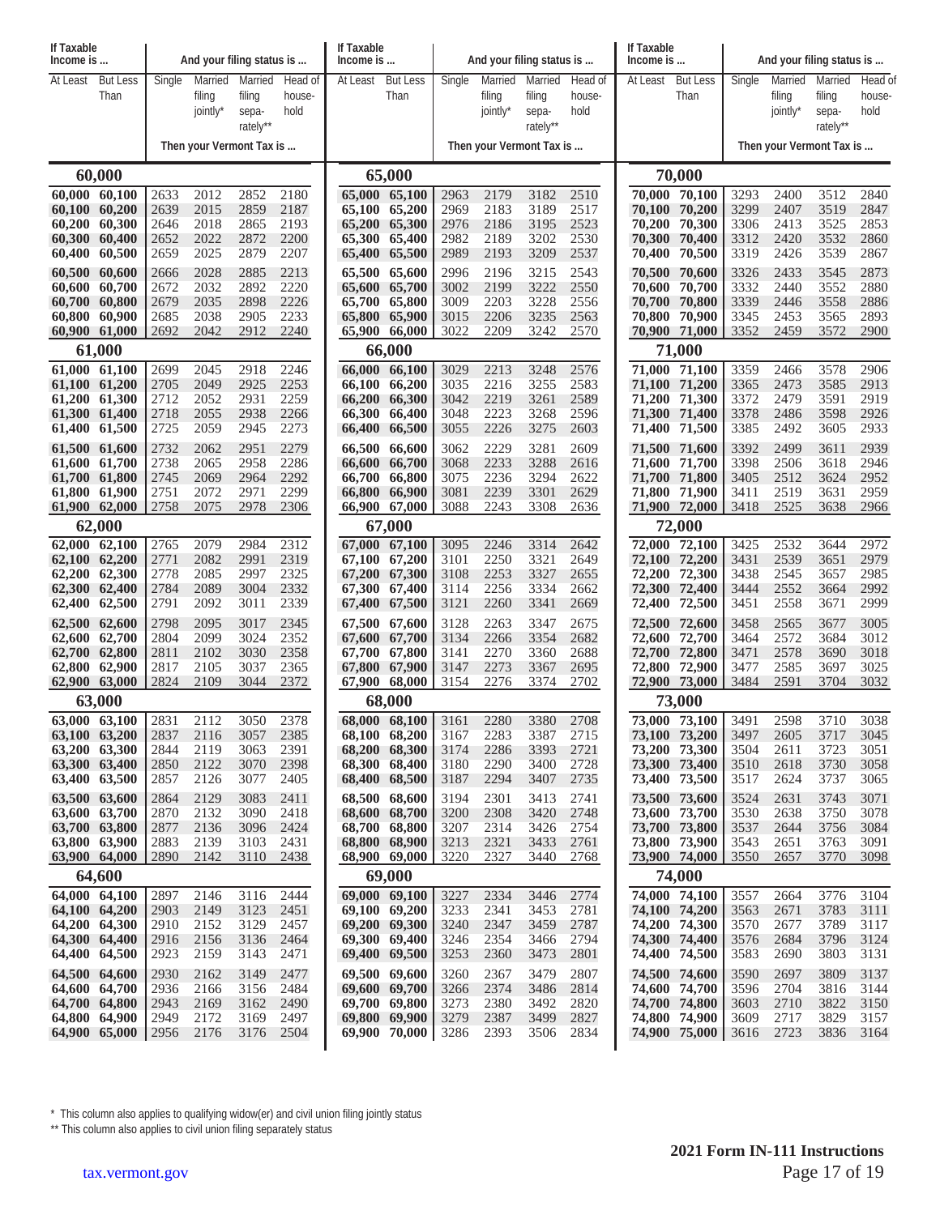| If Taxable Income is ... | | And your filing status is ... | | | |
|---|---|---|---|---|---|
| At Least | But Less Than | Single | Married filing jointly* | Married filing separately** | Head of household |
| | | Then your Vermont Tax is ... | | | |
| **60,000** | | | | | |
| 60,000 | 60,100 | 2633 | 2012 | 2852 | 2180 |
| 60,100 | 60,200 | 2639 | 2015 | 2859 | 2187 |
| 60,200 | 60,300 | 2646 | 2018 | 2865 | 2193 |
| 60,300 | 60,400 | 2652 | 2022 | 2872 | 2200 |
| 60,400 | 60,500 | 2659 | 2025 | 2879 | 2207 |
| 60,500 | 60,600 | 2666 | 2028 | 2885 | 2213 |
| 60,600 | 60,700 | 2672 | 2032 | 2892 | 2220 |
| 60,700 | 60,800 | 2679 | 2035 | 2898 | 2226 |
| 60,800 | 60,900 | 2685 | 2038 | 2905 | 2233 |
| 60,900 | 61,000 | 2692 | 2042 | 2912 | 2240 |
| **61,000** | | | | | |
| 61,000 | 61,100 | 2699 | 2045 | 2918 | 2246 |
| 61,100 | 61,200 | 2705 | 2049 | 2925 | 2253 |
| 61,200 | 61,300 | 2712 | 2052 | 2931 | 2259 |
| 61,300 | 61,400 | 2718 | 2055 | 2938 | 2266 |
| 61,400 | 61,500 | 2725 | 2059 | 2945 | 2273 |
| 61,500 | 61,600 | 2732 | 2062 | 2951 | 2279 |
| 61,600 | 61,700 | 2738 | 2065 | 2958 | 2286 |
| 61,700 | 61,800 | 2745 | 2069 | 2964 | 2292 |
| 61,800 | 61,900 | 2751 | 2072 | 2971 | 2299 |
| 61,900 | 62,000 | 2758 | 2075 | 2978 | 2306 |
| **62,000** | | | | | |
| 62,000 | 62,100 | 2765 | 2079 | 2984 | 2312 |
| 62,100 | 62,200 | 2771 | 2082 | 2991 | 2319 |
| 62,200 | 62,300 | 2778 | 2085 | 2997 | 2325 |
| 62,300 | 62,400 | 2784 | 2089 | 3004 | 2332 |
| 62,400 | 62,500 | 2791 | 2092 | 3011 | 2339 |
| 62,500 | 62,600 | 2798 | 2095 | 3017 | 2345 |
| 62,600 | 62,700 | 2804 | 2099 | 3024 | 2352 |
| 62,700 | 62,800 | 2811 | 2102 | 3030 | 2358 |
| 62,800 | 62,900 | 2817 | 2105 | 3037 | 2365 |
| 62,900 | 63,000 | 2824 | 2109 | 3044 | 2372 |
| **63,000** | | | | | |
| 63,000 | 63,100 | 2831 | 2112 | 3050 | 2378 |
| 63,100 | 63,200 | 2837 | 2116 | 3057 | 2385 |
| 63,200 | 63,300 | 2844 | 2119 | 3063 | 2391 |
| 63,300 | 63,400 | 2850 | 2122 | 3070 | 2398 |
| 63,400 | 63,500 | 2857 | 2126 | 3077 | 2405 |
| 63,500 | 63,600 | 2864 | 2129 | 3083 | 2411 |
| 63,600 | 63,700 | 2870 | 2132 | 3090 | 2418 |
| 63,700 | 63,800 | 2877 | 2136 | 3096 | 2424 |
| 63,800 | 63,900 | 2883 | 2139 | 3103 | 2431 |
| 63,900 | 64,000 | 2890 | 2142 | 3110 | 2438 |
| **64,600** | | | | | |
| 64,000 | 64,100 | 2897 | 2146 | 3116 | 2444 |
| 64,100 | 64,200 | 2903 | 2149 | 3123 | 2451 |
| 64,200 | 64,300 | 2910 | 2152 | 3129 | 2457 |
| 64,300 | 64,400 | 2916 | 2156 | 3136 | 2464 |
| 64,400 | 64,500 | 2923 | 2159 | 3143 | 2471 |
| 64,500 | 64,600 | 2930 | 2162 | 3149 | 2477 |
| 64,600 | 64,700 | 2936 | 2166 | 3156 | 2484 |
| 64,700 | 64,800 | 2943 | 2169 | 3162 | 2490 |
| 64,800 | 64,900 | 2949 | 2172 | 3169 | 2497 |
| 64,900 | 65,000 | 2956 | 2176 | 3176 | 2504 |
| **65,000** | | | | | |
| 65,000 | 65,100 | 2963 | 2179 | 3182 | 2510 |
| 65,100 | 65,200 | 2969 | 2183 | 3189 | 2517 |
| 65,200 | 65,300 | 2976 | 2186 | 3195 | 2523 |
| 65,300 | 65,400 | 2982 | 2189 | 3202 | 2530 |
| 65,400 | 65,500 | 2989 | 2193 | 3209 | 2537 |
| 65,500 | 65,600 | 2996 | 2196 | 3215 | 2543 |
| 65,600 | 65,700 | 3002 | 2199 | 3222 | 2550 |
| 65,700 | 65,800 | 3009 | 2203 | 3228 | 2556 |
| 65,800 | 65,900 | 3015 | 2206 | 3235 | 2563 |
| 65,900 | 66,000 | 3022 | 2209 | 3242 | 2570 |
| **66,000** | | | | | |
| 66,000 | 66,100 | 3029 | 2213 | 3248 | 2576 |
| 66,100 | 66,200 | 3035 | 2216 | 3255 | 2583 |
| 66,200 | 66,300 | 3042 | 2219 | 3261 | 2589 |
| 66,300 | 66,400 | 3048 | 2223 | 3268 | 2596 |
| 66,400 | 66,500 | 3055 | 2226 | 3275 | 2603 |
| 66,500 | 66,600 | 3062 | 2229 | 3281 | 2609 |
| 66,600 | 66,700 | 3068 | 2233 | 3288 | 2616 |
| 66,700 | 66,800 | 3075 | 2236 | 3294 | 2622 |
| 66,800 | 66,900 | 3081 | 2239 | 3301 | 2629 |
| 66,900 | 67,000 | 3088 | 2243 | 3308 | 2636 |
| **67,000** | | | | | |
| 67,000 | 67,100 | 3095 | 2246 | 3314 | 2642 |
| 67,100 | 67,200 | 3101 | 2250 | 3321 | 2649 |
| 67,200 | 67,300 | 3108 | 2253 | 3327 | 2655 |
| 67,300 | 67,400 | 3114 | 2256 | 3334 | 2662 |
| 67,400 | 67,500 | 3121 | 2260 | 3341 | 2669 |
| 67,500 | 67,600 | 3128 | 2263 | 3347 | 2675 |
| 67,600 | 67,700 | 3134 | 2266 | 3354 | 2682 |
| 67,700 | 67,800 | 3141 | 2270 | 3360 | 2688 |
| 67,800 | 67,900 | 3147 | 2273 | 3367 | 2695 |
| 67,900 | 68,000 | 3154 | 2276 | 3374 | 2702 |
| **68,000** | | | | | |
| 68,000 | 68,100 | 3161 | 2280 | 3380 | 2708 |
| 68,100 | 68,200 | 3167 | 2283 | 3387 | 2715 |
| 68,200 | 68,300 | 3174 | 2286 | 3393 | 2721 |
| 68,300 | 68,400 | 3180 | 2290 | 3400 | 2728 |
| 68,400 | 68,500 | 3187 | 2294 | 3407 | 2735 |
| 68,500 | 68,600 | 3194 | 2301 | 3413 | 2741 |
| 68,600 | 68,700 | 3200 | 2308 | 3420 | 2748 |
| 68,700 | 68,800 | 3207 | 2314 | 3426 | 2754 |
| 68,800 | 68,900 | 3213 | 2321 | 3433 | 2761 |
| 68,900 | 69,000 | 3220 | 2327 | 3440 | 2768 |
| **69,000** | | | | | |
| 69,000 | 69,100 | 3227 | 2334 | 3446 | 2774 |
| 69,100 | 69,200 | 3233 | 2341 | 3453 | 2781 |
| 69,200 | 69,300 | 3240 | 2347 | 3459 | 2787 |
| 69,300 | 69,400 | 3246 | 2354 | 3466 | 2794 |
| 69,400 | 69,500 | 3253 | 2360 | 3473 | 2801 |
| 69,500 | 69,600 | 3260 | 2367 | 3479 | 2807 |
| 69,600 | 69,700 | 3266 | 2374 | 3486 | 2814 |
| 69,700 | 69,800 | 3273 | 2380 | 3492 | 2820 |
| 69,800 | 69,900 | 3279 | 2387 | 3499 | 2827 |
| 69,900 | 70,000 | 3286 | 2393 | 3506 | 2834 |
| **70,000** | | | | | |
| 70,000 | 70,100 | 3293 | 2400 | 3512 | 2840 |
| 70,100 | 70,200 | 3299 | 2407 | 3519 | 2847 |
| 70,200 | 70,300 | 3306 | 2413 | 3525 | 2853 |
| 70,300 | 70,400 | 3312 | 2420 | 3532 | 2860 |
| 70,400 | 70,500 | 3319 | 2426 | 3539 | 2867 |
| 70,500 | 70,600 | 3326 | 2433 | 3545 | 2873 |
| 70,600 | 70,700 | 3332 | 2440 | 3552 | 2880 |
| 70,700 | 70,800 | 3339 | 2446 | 3558 | 2886 |
| 70,800 | 70,900 | 3345 | 2453 | 3565 | 2893 |
| 70,900 | 71,000 | 3352 | 2459 | 3572 | 2900 |
| **71,000** | | | | | |
| 71,000 | 71,100 | 3359 | 2466 | 3578 | 2906 |
| 71,100 | 71,200 | 3365 | 2473 | 3585 | 2913 |
| 71,200 | 71,300 | 3372 | 2479 | 3591 | 2919 |
| 71,300 | 71,400 | 3378 | 2486 | 3598 | 2926 |
| 71,400 | 71,500 | 3385 | 2492 | 3605 | 2933 |
| 71,500 | 71,600 | 3392 | 2499 | 3611 | 2939 |
| 71,600 | 71,700 | 3398 | 2506 | 3618 | 2946 |
| 71,700 | 71,800 | 3405 | 2512 | 3624 | 2952 |
| 71,800 | 71,900 | 3411 | 2519 | 3631 | 2959 |
| 71,900 | 72,000 | 3418 | 2525 | 3638 | 2966 |
| **72,000** | | | | | |
| 72,000 | 72,100 | 3425 | 2532 | 3644 | 2972 |
| 72,100 | 72,200 | 3431 | 2539 | 3651 | 2979 |
| 72,200 | 72,300 | 3438 | 2545 | 3657 | 2985 |
| 72,300 | 72,400 | 3444 | 2552 | 3664 | 2992 |
| 72,400 | 72,500 | 3451 | 2558 | 3671 | 2999 |
| 72,500 | 72,600 | 3458 | 2565 | 3677 | 3005 |
| 72,600 | 72,700 | 3464 | 2572 | 3684 | 3012 |
| 72,700 | 72,800 | 3471 | 2578 | 3690 | 3018 |
| 72,800 | 72,900 | 3477 | 2585 | 3697 | 3025 |
| 72,900 | 73,000 | 3484 | 2591 | 3704 | 3032 |
| **73,000** | | | | | |
| 73,000 | 73,100 | 3491 | 2598 | 3710 | 3038 |
| 73,100 | 73,200 | 3497 | 2605 | 3717 | 3045 |
| 73,200 | 73,300 | 3504 | 2611 | 3723 | 3051 |
| 73,300 | 73,400 | 3510 | 2618 | 3730 | 3058 |
| 73,400 | 73,500 | 3517 | 2624 | 3737 | 3065 |
| 73,500 | 73,600 | 3524 | 2631 | 3743 | 3071 |
| 73,600 | 73,700 | 3530 | 2638 | 3750 | 3078 |
| 73,700 | 73,800 | 3537 | 2644 | 3756 | 3084 |
| 73,800 | 73,900 | 3543 | 2651 | 3763 | 3091 |
| 73,900 | 74,000 | 3550 | 2657 | 3770 | 3098 |
| **74,000** | | | | | |
| 74,000 | 74,100 | 3557 | 2664 | 3776 | 3104 |
| 74,100 | 74,200 | 3563 | 2671 | 3783 | 3111 |
| 74,200 | 74,300 | 3570 | 2677 | 3789 | 3117 |
| 74,300 | 74,400 | 3576 | 2684 | 3796 | 3124 |
| 74,400 | 74,500 | 3583 | 2690 | 3803 | 3131 |
| 74,500 | 74,600 | 3590 | 2697 | 3809 | 3137 |
| 74,600 | 74,700 | 3596 | 2704 | 3816 | 3144 |
| 74,700 | 74,800 | 3603 | 2710 | 3822 | 3150 |
| 74,800 | 74,900 | 3609 | 2717 | 3829 | 3157 |
| 74,900 | 75,000 | 3616 | 2723 | 3836 | 3164 |

\* This column also applies to qualifying widow(er) and civil union filing jointly status

** This column also applies to civil union filing separately status

**2021 Form IN-111 Instructions**

tax.vermont.gov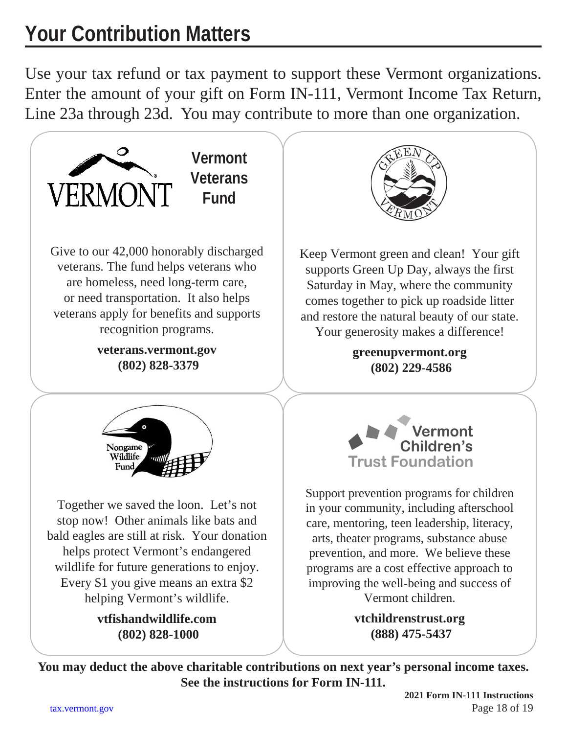# Your Contribution Matters

Use your tax refund or tax payment to support these Vermont organizations. Enter the amount of your gift on Form IN-111, Vermont Income Tax Return, Line 23a through 23d. You may contribute to more than one organization.

## Vermont Veterans Fund

Give to our 42,000 honorably discharged veterans. The fund helps veterans who are homeless, need long-term care, or need transportation. It also helps veterans apply for benefits and supports recognition programs.

**veterans.vermont.gov**
**(802) 828-3379**

## Green Up Vermont

Keep Vermont green and clean! Your gift supports Green Up Day, always the first Saturday in May, where the community comes together to pick up roadside litter and restore the natural beauty of our state. Your generosity makes a difference!

**greenupvermont.org**
**(802) 229-4586**

## Nongame Wildlife Fund

Together we saved the loon. Let's not stop now! Other animals like bats and bald eagles are still at risk. Your donation helps protect Vermont's endangered wildlife for future generations to enjoy. Every $1 you give means an extra $2 helping Vermont's wildlife.

**vtfishandwildlife.com**
**(802) 828-1000**

## Vermont Children's Trust Foundation

Support prevention programs for children in your community, including afterschool care, mentoring, teen leadership, literacy, arts, theater programs, substance abuse prevention, and more. We believe these programs are a cost effective approach to improving the well-being and success of Vermont children.

**vtchildrenstrust.org**
**(888) 475-5437**

**You may deduct the above charitable contributions on next year's personal income taxes. See the instructions for Form IN-111.**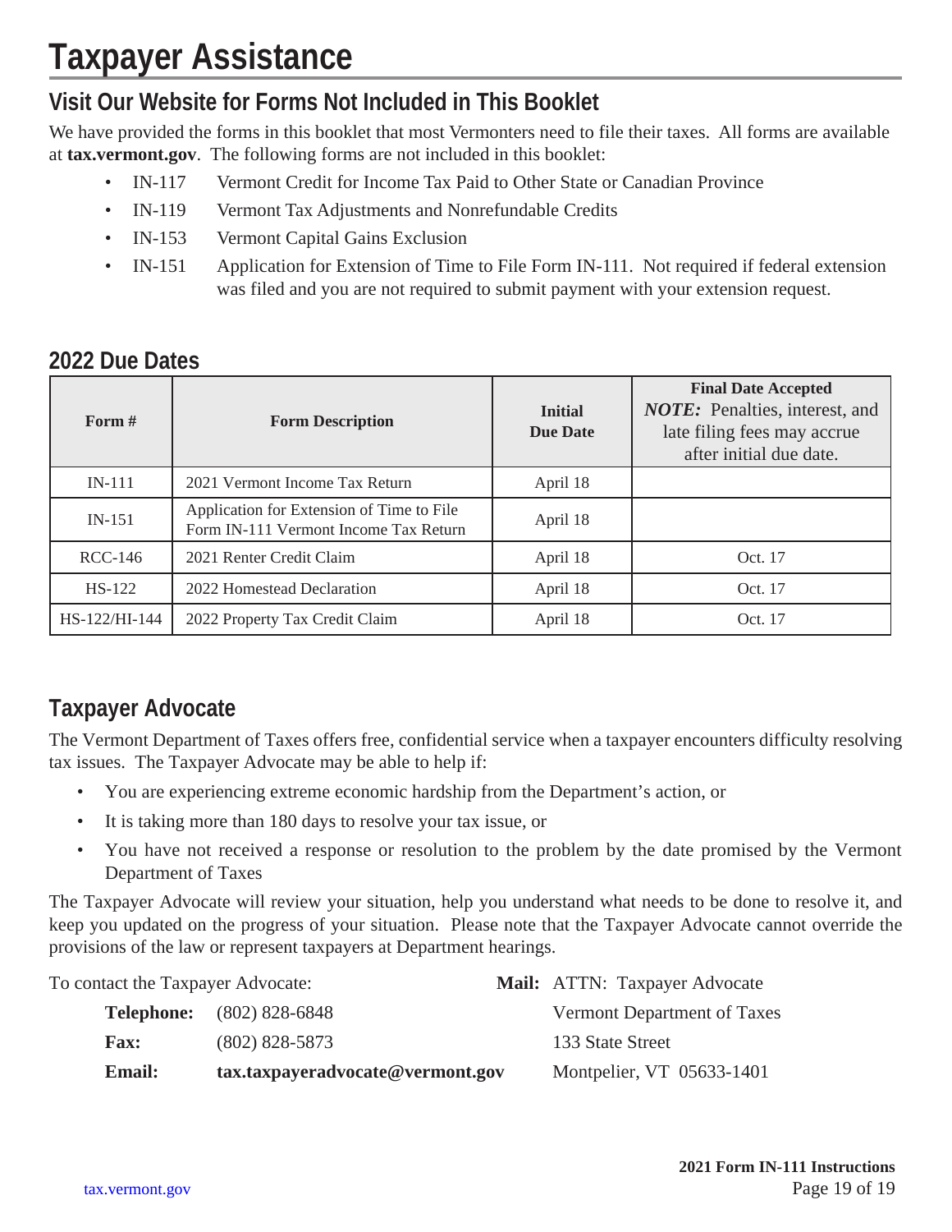# Taxpayer Assistance

## Visit Our Website for Forms Not Included in This Booklet

We have provided the forms in this booklet that most Vermonters need to file their taxes. All forms are available at **tax.vermont.gov**. The following forms are not included in this booklet:

- IN-117 Vermont Credit for Income Tax Paid to Other State or Canadian Province
- IN-119 Vermont Tax Adjustments and Nonrefundable Credits
- IN-153 Vermont Capital Gains Exclusion
- IN-151 Application for Extension of Time to File Form IN-111. Not required if federal extension was filed and you are not required to submit payment with your extension request.

## 2022 Due Dates

| Form # | Form Description | Initial Due Date | Final Date Accepted *NOTE:* Penalties, interest, and late filing fees may accrue after initial due date. |
|---|---|---|---|
| IN-111 | 2021 Vermont Income Tax Return | April 18 | |
| IN-151 | Application for Extension of Time to File Form IN-111 Vermont Income Tax Return | April 18 | |
| RCC-146 | 2021 Renter Credit Claim | April 18 | Oct. 17 |
| HS-122 | 2022 Homestead Declaration | April 18 | Oct. 17 |
| HS-122/HI-144 | 2022 Property Tax Credit Claim | April 18 | Oct. 17 |

## Taxpayer Advocate

The Vermont Department of Taxes offers free, confidential service when a taxpayer encounters difficulty resolving tax issues. The Taxpayer Advocate may be able to help if:

- You are experiencing extreme economic hardship from the Department's action, or
- It is taking more than 180 days to resolve your tax issue, or
- You have not received a response or resolution to the problem by the date promised by the Vermont Department of Taxes

The Taxpayer Advocate will review your situation, help you understand what needs to be done to resolve it, and keep you updated on the progress of your situation. Please note that the Taxpayer Advocate cannot override the provisions of the law or represent taxpayers at Department hearings.

To contact the Taxpayer Advocate:

**Telephone:** (802) 828-6848

**Fax:** (802) 828-5873

**Email:** **tax.taxpayeradvocate@vermont.gov**

**Mail:** ATTN: Taxpayer Advocate
Vermont Department of Taxes
133 State Street
Montpelier, VT 05633-1401